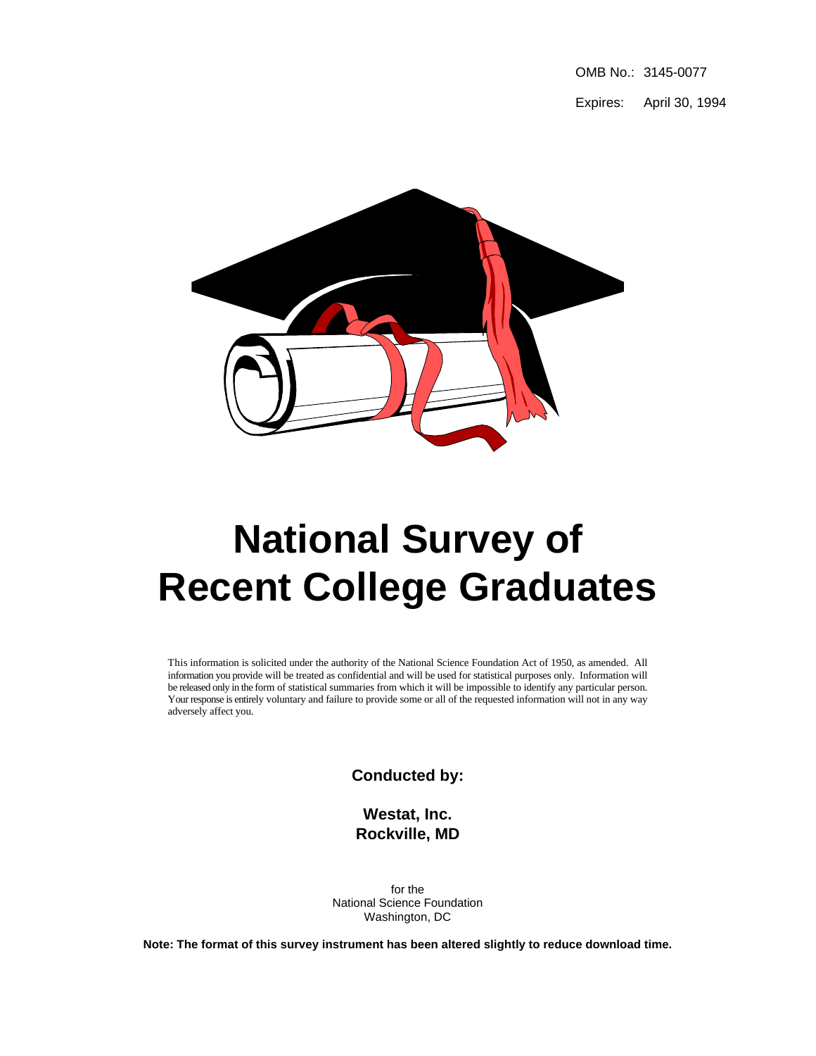OMB No.: 3145-0077

Expires: April 30, 1994

# National Survey of Recent College Graduates

This information is solicited under the authority of the National Science Foundation Act of 1950, as amended. All information you provide will be treated as confidential and will be used for statistical purposes only. Information will be released only in the form of statistical summaries from which it will be impossible to identify any particular person. Your response is entirely voluntary and failure to provide some or all of the requested information will not in any way adversely affect you.

**Conducted by:**

**Westat, Inc.**
**Rockville, MD**

for the
National Science Foundation
Washington, DC

**Note: The format of this survey instrument has been altered slightly to reduce download time.**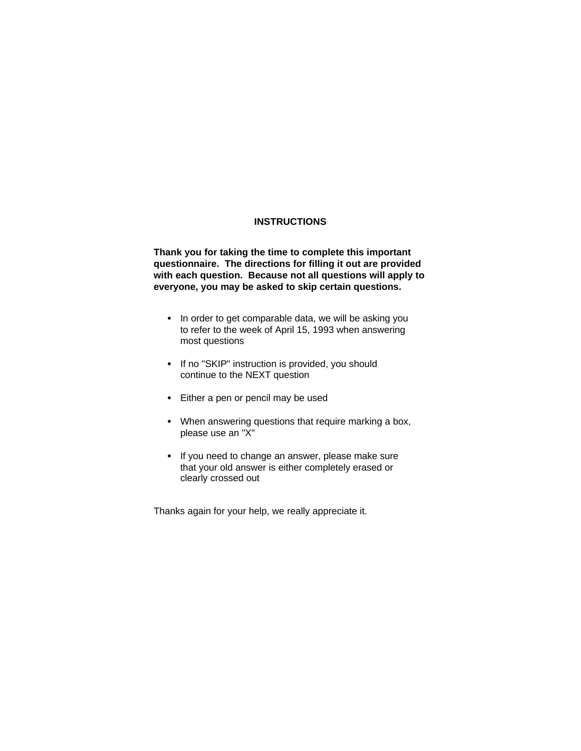# INSTRUCTIONS

**Thank you for taking the time to complete this important questionnaire. The directions for filling it out are provided with each question. Because not all questions will apply to everyone, you may be asked to skip certain questions.**

- In order to get comparable data, we will be asking you to refer to the week of April 15, 1993 when answering most questions
- If no "SKIP" instruction is provided, you should continue to the NEXT question
- Either a pen or pencil may be used
- When answering questions that require marking a box, please use an "X"
- If you need to change an answer, please make sure that your old answer is either completely erased or clearly crossed out

Thanks again for your help, we really appreciate it.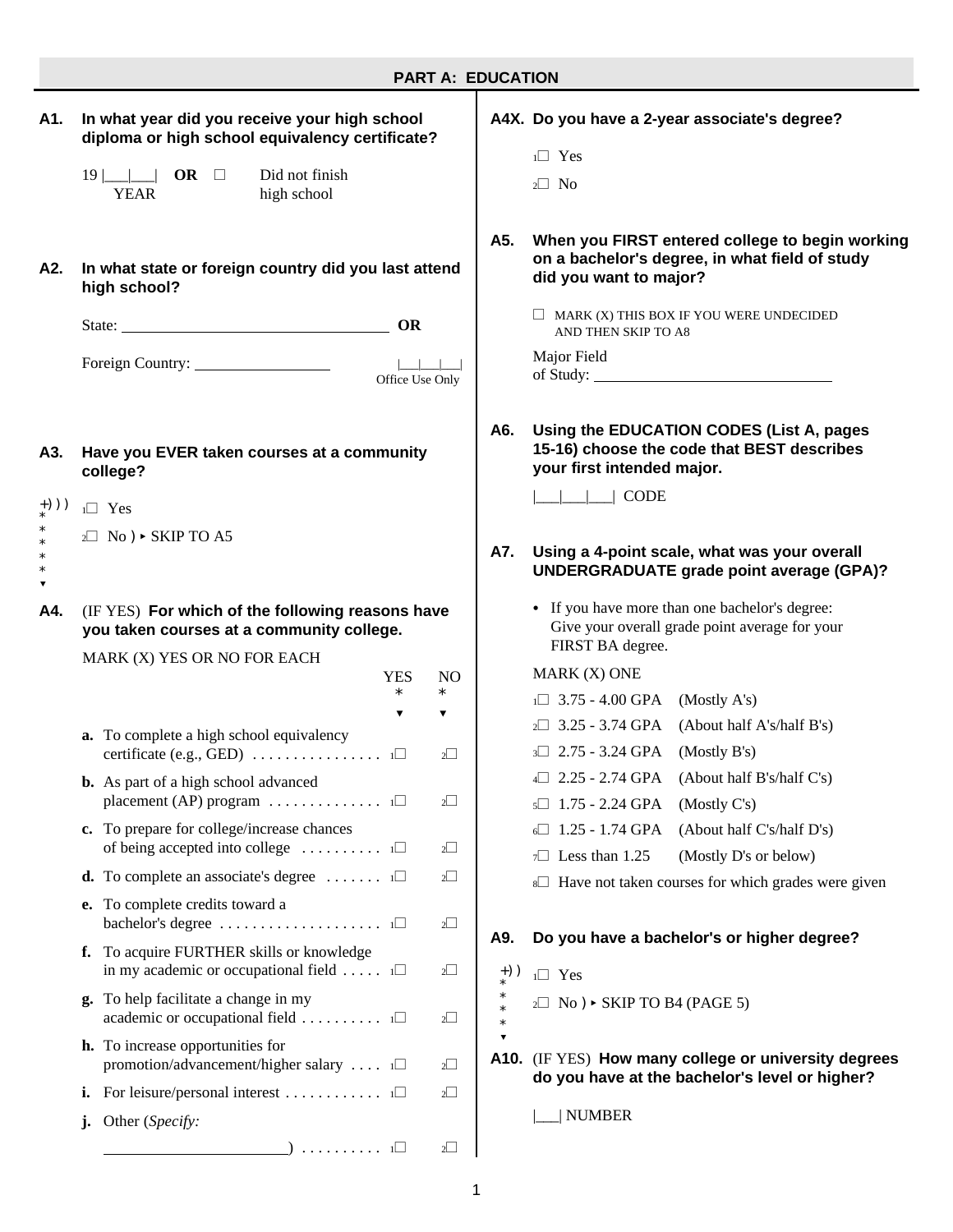## PART A: EDUCATION

**A1. In what year did you receive your high school diploma or high school equivalency certificate?**

19 |___|___| YEAR **OR** ☐ Did not finish high school

**A2. In what state or foreign country did you last attend high school?**

State: ______________________ **OR**

Foreign Country: ______________ |___|___|___| Office Use Only

**A3. Have you EVER taken courses at a community college?**

1☐ Yes

2☐ No ▸ SKIP TO A5

**A4.** (IF YES) **For which of the following reasons have you taken courses at a community college.**

MARK (X) YES OR NO FOR EACH

| | YES | NO |
|---|---|---|
| **a.** To complete a high school equivalency certificate (e.g., GED) | 1☐ | 2☐ |
| **b.** As part of a high school advanced placement (AP) program | 1☐ | 2☐ |
| **c.** To prepare for college/increase chances of being accepted into college | 1☐ | 2☐ |
| **d.** To complete an associate's degree | 1☐ | 2☐ |
| **e.** To complete credits toward a bachelor's degree | 1☐ | 2☐ |
| **f.** To acquire FURTHER skills or knowledge in my academic or occupational field | 1☐ | 2☐ |
| **g.** To help facilitate a change in my academic or occupational field | 1☐ | 2☐ |
| **h.** To increase opportunities for promotion/advancement/higher salary | 1☐ | 2☐ |
| **i.** For leisure/personal interest | 1☐ | 2☐ |
| **j.** Other (*Specify:* ______________________) | 1☐ | 2☐ |

**A4X. Do you have a 2-year associate's degree?**

1☐ Yes

2☐ No

**A5. When you FIRST entered college to begin working on a bachelor's degree, in what field of study did you want to major?**

☐ MARK (X) THIS BOX IF YOU WERE UNDECIDED AND THEN SKIP TO A8

Major Field of Study: ______________________

**A6. Using the EDUCATION CODES (List A, pages 15-16) choose the code that BEST describes your first intended major.**

|___|___|___| CODE

**A7. Using a 4-point scale, what was your overall UNDERGRADUATE grade point average (GPA)?**

- If you have more than one bachelor's degree: Give your overall grade point average for your FIRST BA degree.

MARK (X) ONE

1☐ 3.75 - 4.00 GPA (Mostly A's)

2☐ 3.25 - 3.74 GPA (About half A's/half B's)

3☐ 2.75 - 3.24 GPA (Mostly B's)

4☐ 2.25 - 2.74 GPA (About half B's/half C's)

5☐ 1.75 - 2.24 GPA (Mostly C's)

6☐ 1.25 - 1.74 GPA (About half C's/half D's)

7☐ Less than 1.25 (Mostly D's or below)

8☐ Have not taken courses for which grades were given

**A9. Do you have a bachelor's or higher degree?**

1☐ Yes

2☐ No ▸ SKIP TO B4 (PAGE 5)

**A10.** (IF YES) **How many college or university degrees do you have at the bachelor's level or higher?**

|___| NUMBER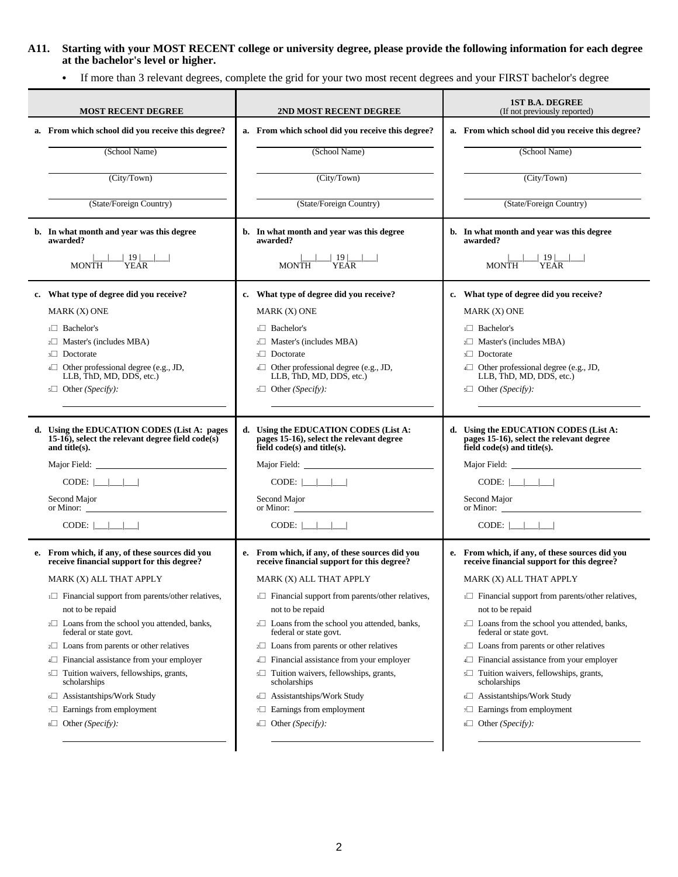**A11. Starting with your MOST RECENT college or university degree, please provide the following information for each degree at the bachelor's level or higher.**

- If more than 3 relevant degrees, complete the grid for your two most recent degrees and your FIRST bachelor's degree

| MOST RECENT DEGREE | 2ND MOST RECENT DEGREE | 1ST B.A. DEGREE (If not previously reported) |
|---|---|---|
| **a. From which school did you receive this degree?**<br><br>______ (School Name)<br><br>______ (City/Town)<br><br>______ (State/Foreign Country) | **a. From which school did you receive this degree?**<br><br>______ (School Name)<br><br>______ (City/Town)<br><br>______ (State/Foreign Country) | **a. From which school did you receive this degree?**<br><br>______ (School Name)<br><br>______ (City/Town)<br><br>______ (State/Foreign Country) |
| **b. In what month and year was this degree awarded?**<br><br>\|___\|___\| 19 \|___\|___\|<br>MONTH YEAR | **b. In what month and year was this degree awarded?**<br><br>\|___\|___\| 19 \|___\|___\|<br>MONTH YEAR | **b. In what month and year was this degree awarded?**<br><br>\|___\|___\| 19 \|___\|___\|<br>MONTH YEAR |
| **c. What type of degree did you receive?**<br><br>MARK (X) ONE<br><br>1☐ Bachelor's<br>2☐ Master's (includes MBA)<br>3☐ Doctorate<br>4☐ Other professional degree (e.g., JD, LLB, ThD, MD, DDS, etc.)<br>5☐ Other *(Specify):* ______ | **c. What type of degree did you receive?**<br><br>MARK (X) ONE<br><br>1☐ Bachelor's<br>2☐ Master's (includes MBA)<br>3☐ Doctorate<br>4☐ Other professional degree (e.g., JD, LLB, ThD, MD, DDS, etc.)<br>5☐ Other *(Specify):* ______ | **c. What type of degree did you receive?**<br><br>MARK (X) ONE<br><br>1☐ Bachelor's<br>2☐ Master's (includes MBA)<br>3☐ Doctorate<br>4☐ Other professional degree (e.g., JD, LLB, ThD, MD, DDS, etc.)<br>5☐ Other *(Specify):* ______ |
| **d. Using the EDUCATION CODES (List A: pages 15-16), select the relevant degree field code(s) and title(s).**<br><br>Major Field: ______<br><br>CODE: \|___\|___\|___\|<br><br>Second Major or Minor: ______<br><br>CODE: \|___\|___\|___\| | **d. Using the EDUCATION CODES (List A: pages 15-16), select the relevant degree field code(s) and title(s).**<br><br>Major Field: ______<br><br>CODE: \|___\|___\|___\|<br><br>Second Major or Minor: ______<br><br>CODE: \|___\|___\|___\| | **d. Using the EDUCATION CODES (List A: pages 15-16), select the relevant degree field code(s) and title(s).**<br><br>Major Field: ______<br><br>CODE: \|___\|___\|___\|<br><br>Second Major or Minor: ______<br><br>CODE: \|___\|___\|___\| |
| **e. From which, if any, of these sources did you receive financial support for this degree?**<br><br>MARK (X) ALL THAT APPLY<br><br>1☐ Financial support from parents/other relatives, not to be repaid<br>2☐ Loans from the school you attended, banks, federal or state govt.<br>2☐ Loans from parents or other relatives<br>4☐ Financial assistance from your employer<br>5☐ Tuition waivers, fellowships, grants, scholarships<br>6☐ Assistantships/Work Study<br>7☐ Earnings from employment<br>8☐ Other *(Specify):* ______ | **e. From which, if any, of these sources did you receive financial support for this degree?**<br><br>MARK (X) ALL THAT APPLY<br><br>1☐ Financial support from parents/other relatives, not to be repaid<br>2☐ Loans from the school you attended, banks, federal or state govt.<br>2☐ Loans from parents or other relatives<br>4☐ Financial assistance from your employer<br>5☐ Tuition waivers, fellowships, grants, scholarships<br>6☐ Assistantships/Work Study<br>7☐ Earnings from employment<br>8☐ Other *(Specify):* ______ | **e. From which, if any, of these sources did you receive financial support for this degree?**<br><br>MARK (X) ALL THAT APPLY<br><br>1☐ Financial support from parents/other relatives, not to be repaid<br>2☐ Loans from the school you attended, banks, federal or state govt.<br>2☐ Loans from parents or other relatives<br>4☐ Financial assistance from your employer<br>5☐ Tuition waivers, fellowships, grants, scholarships<br>6☐ Assistantships/Work Study<br>7☐ Earnings from employment<br>8☐ Other *(Specify):* ______ |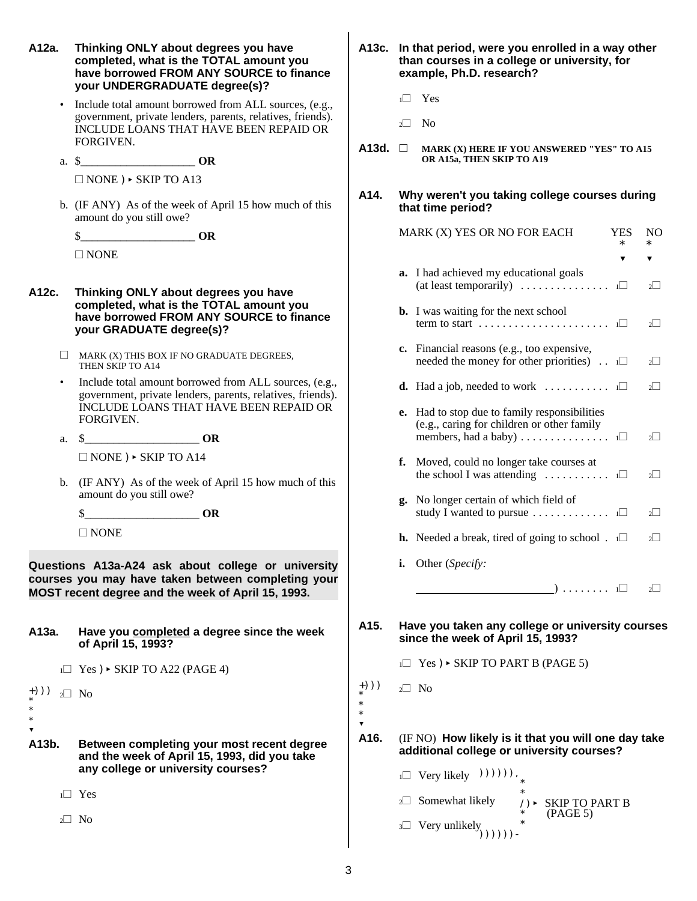**A12a. Thinking ONLY about degrees you have completed, what is the TOTAL amount you have borrowed FROM ANY SOURCE to finance your UNDERGRADUATE degree(s)?**

- Include total amount borrowed from ALL sources, (e.g., government, private lenders, parents, relatives, friends). INCLUDE LOANS THAT HAVE BEEN REPAID OR FORGIVEN.

a. $__________________ **OR**

☐ NONE ) ▸ SKIP TO A13

b. (IF ANY) As of the week of April 15 how much of this amount do you still owe?

$__________________ **OR**

☐ NONE

**A12c. Thinking ONLY about degrees you have completed, what is the TOTAL amount you have borrowed FROM ANY SOURCE to finance your GRADUATE degree(s)?**

☐ MARK (X) THIS BOX IF NO GRADUATE DEGREES, THEN SKIP TO A14

- Include total amount borrowed from ALL sources, (e.g., government, private lenders, parents, relatives, friends). INCLUDE LOANS THAT HAVE BEEN REPAID OR FORGIVEN.

a. $__________________ **OR**

☐ NONE ) ▸ SKIP TO A14

b. (IF ANY) As of the week of April 15 how much of this amount do you still owe?

$__________________ **OR**

☐ NONE

**Questions A13a-A24 ask about college or university courses you may have taken between completing your MOST recent degree and the week of April 15, 1993.**

**A13a. Have you <u>completed</u> a degree since the week of April 15, 1993?**

1☐ Yes ) ▸ SKIP TO A22 (PAGE 4)

2☐ No

**A13b. Between completing your most recent degree and the week of April 15, 1993, did you take any college or university courses?**

1☐ Yes

2☐ No

**A13c. In that period, were you enrolled in a way other than courses in a college or university, for example, Ph.D. research?**

1☐ Yes

2☐ No

**A13d.** ☐ **MARK (X) HERE IF YOU ANSWERED "YES" TO A15 OR A15a, THEN SKIP TO A19**

**A14. Why weren't you taking college courses during that time period?**

| MARK (X) YES OR NO FOR EACH | YES | NO |
|---|---|---|
| **a.** I had achieved my educational goals (at least temporarily) | 1☐ | 2☐ |
| **b.** I was waiting for the next school term to start | 1☐ | 2☐ |
| **c.** Financial reasons (e.g., too expensive, needed the money for other priorities) | 1☐ | 2☐ |
| **d.** Had a job, needed to work | 1☐ | 2☐ |
| **e.** Had to stop due to family responsibilities (e.g., caring for children or other family members, had a baby) | 1☐ | 2☐ |
| **f.** Moved, could no longer take courses at the school I was attending | 1☐ | 2☐ |
| **g.** No longer certain of which field of study I wanted to pursue | 1☐ | 2☐ |
| **h.** Needed a break, tired of going to school | 1☐ | 2☐ |
| **i.** Other (*Specify:* ____________________) | 1☐ | 2☐ |

**A15. Have you taken any college or university courses since the week of April 15, 1993?**

1☐ Yes ) ▸ SKIP TO PART B (PAGE 5)

2☐ No

**A16.** (IF NO) **How likely is it that you will one day take additional college or university courses?**

1☐ Very likely

2☐ Somewhat likely

3☐ Very unlikely

▸ SKIP TO PART B (PAGE 5)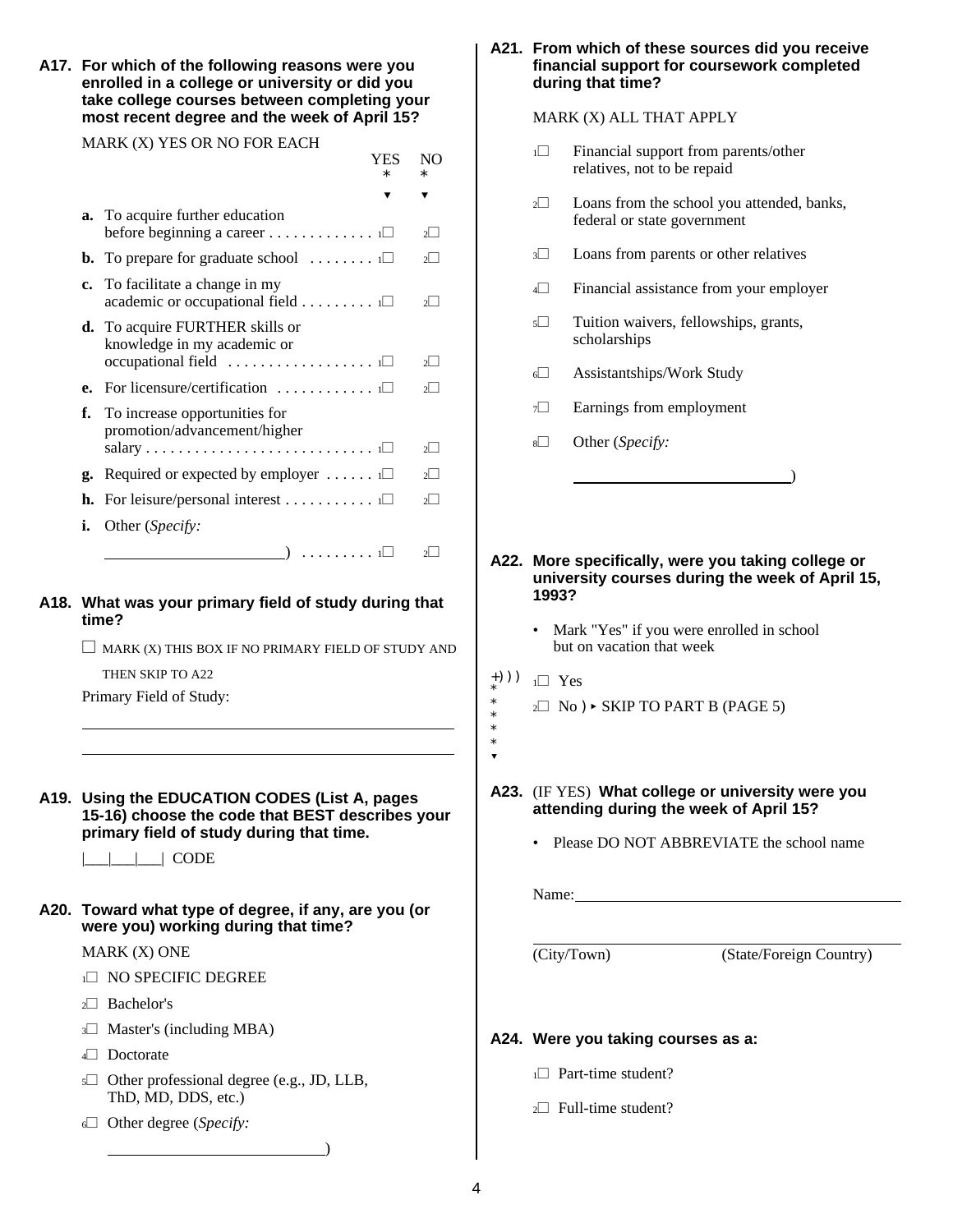**A17. For which of the following reasons were you enrolled in a college or university or did you take college courses between completing your most recent degree and the week of April 15?**

MARK (X) YES OR NO FOR EACH

| | YES | NO |
|---|---|---|
| **a.** To acquire further education before beginning a career | 1☐ | 2☐ |
| **b.** To prepare for graduate school | 1☐ | 2☐ |
| **c.** To facilitate a change in my academic or occupational field | 1☐ | 2☐ |
| **d.** To acquire FURTHER skills or knowledge in my academic or occupational field | 1☐ | 2☐ |
| **e.** For licensure/certification | 1☐ | 2☐ |
| **f.** To increase opportunities for promotion/advancement/higher salary | 1☐ | 2☐ |
| **g.** Required or expected by employer | 1☐ | 2☐ |
| **h.** For leisure/personal interest | 1☐ | 2☐ |
| **i.** Other (*Specify:* ______________________) | 1☐ | 2☐ |

**A18. What was your primary field of study during that time?**

☐ MARK (X) THIS BOX IF NO PRIMARY FIELD OF STUDY AND THEN SKIP TO A22

Primary Field of Study:

______________________________________________

______________________________________________

**A19. Using the EDUCATION CODES (List A, pages 15-16) choose the code that BEST describes your primary field of study during that time.**

|___|___|___| CODE

**A20. Toward what type of degree, if any, are you (or were you) working during that time?**

MARK (X) ONE

1☐ NO SPECIFIC DEGREE

2☐ Bachelor's

3☐ Master's (including MBA)

4☐ Doctorate

5☐ Other professional degree (e.g., JD, LLB, ThD, MD, DDS, etc.)

6☐ Other degree (*Specify:* ___________________________)

**A21. From which of these sources did you receive financial support for coursework completed during that time?**

MARK (X) ALL THAT APPLY

1☐ Financial support from parents/other relatives, not to be repaid

2☐ Loans from the school you attended, banks, federal or state government

3☐ Loans from parents or other relatives

4☐ Financial assistance from your employer

5☐ Tuition waivers, fellowships, grants, scholarships

6☐ Assistantships/Work Study

7☐ Earnings from employment

8☐ Other (*Specify:* ___________________________)

**A22. More specifically, were you taking college or university courses during the week of April 15, 1993?**

- Mark "Yes" if you were enrolled in school but on vacation that week

1☐ Yes

2☐ No ▸ SKIP TO PART B (PAGE 5)

**A23.** (IF YES) **What college or university were you attending during the week of April 15?**

- Please DO NOT ABBREVIATE the school name

Name:___________________________________________

___________________________________________

(City/Town) (State/Foreign Country)

**A24. Were you taking courses as a:**

1☐ Part-time student?

2☐ Full-time student?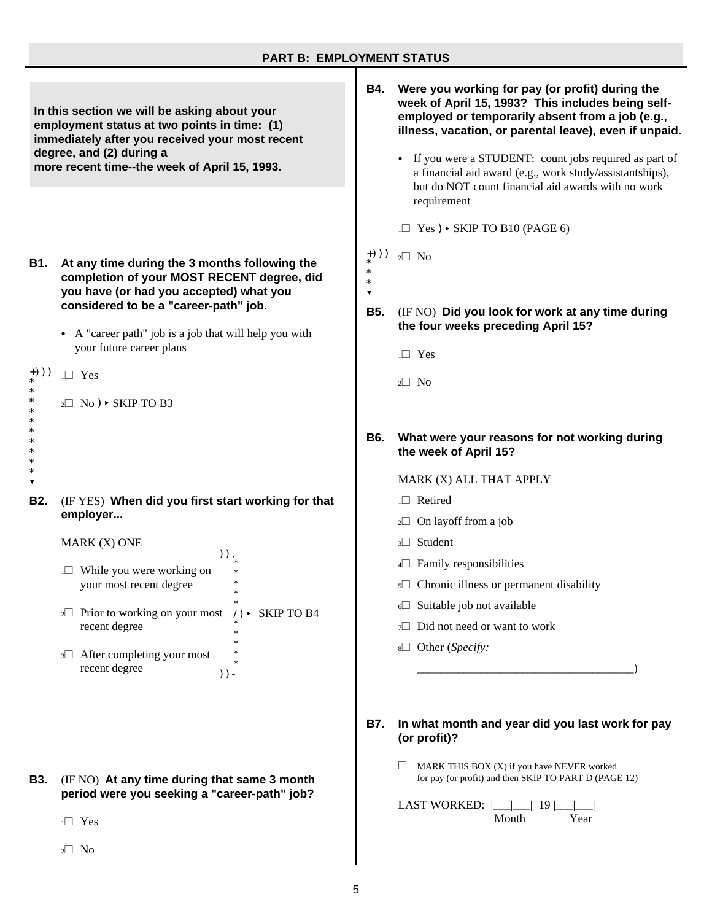## PART B: EMPLOYMENT STATUS

**In this section we will be asking about your employment status at two points in time: (1) immediately after you received your most recent degree, and (2) during a more recent time--the week of April 15, 1993.**

**B1. At any time during the 3 months following the completion of your MOST RECENT degree, did you have (or had you accepted) what you considered to be a "career-path" job.**

- A "career path" job is a job that will help you with your future career plans

1☐ Yes

2☐ No ▸ SKIP TO B3

**B2.** (IF YES) **When did you first start working for that employer...**

MARK (X) ONE

1☐ While you were working on your most recent degree

2☐ Prior to working on your most recent degree

3☐ After completing your most recent degree

▸ SKIP TO B4

**B3.** (IF NO) **At any time during that same 3 month period were you seeking a "career-path" job?**

1☐ Yes

2☐ No

**B4. Were you working for pay (or profit) during the week of April 15, 1993? This includes being self-employed or temporarily absent from a job (e.g., illness, vacation, or parental leave), even if unpaid.**

- If you were a STUDENT: count jobs required as part of a financial aid award (e.g., work study/assistantships), but do NOT count financial aid awards with no work requirement

1☐ Yes ▸ SKIP TO B10 (PAGE 6)

2☐ No

**B5.** (IF NO) **Did you look for work at any time during the four weeks preceding April 15?**

1☐ Yes

2☐ No

**B6. What were your reasons for not working during the week of April 15?**

MARK (X) ALL THAT APPLY

1☐ Retired

2☐ On layoff from a job

3☐ Student

4☐ Family responsibilities

5☐ Chronic illness or permanent disability

6☐ Suitable job not available

7☐ Did not need or want to work

8☐ Other (*Specify:* ___________________________________)

**B7. In what month and year did you last work for pay (or profit)?**

☐ MARK THIS BOX (X) if you have NEVER worked for pay (or profit) and then SKIP TO PART D (PAGE 12)

LAST WORKED: |___|___| 19 |___|___|
Month Year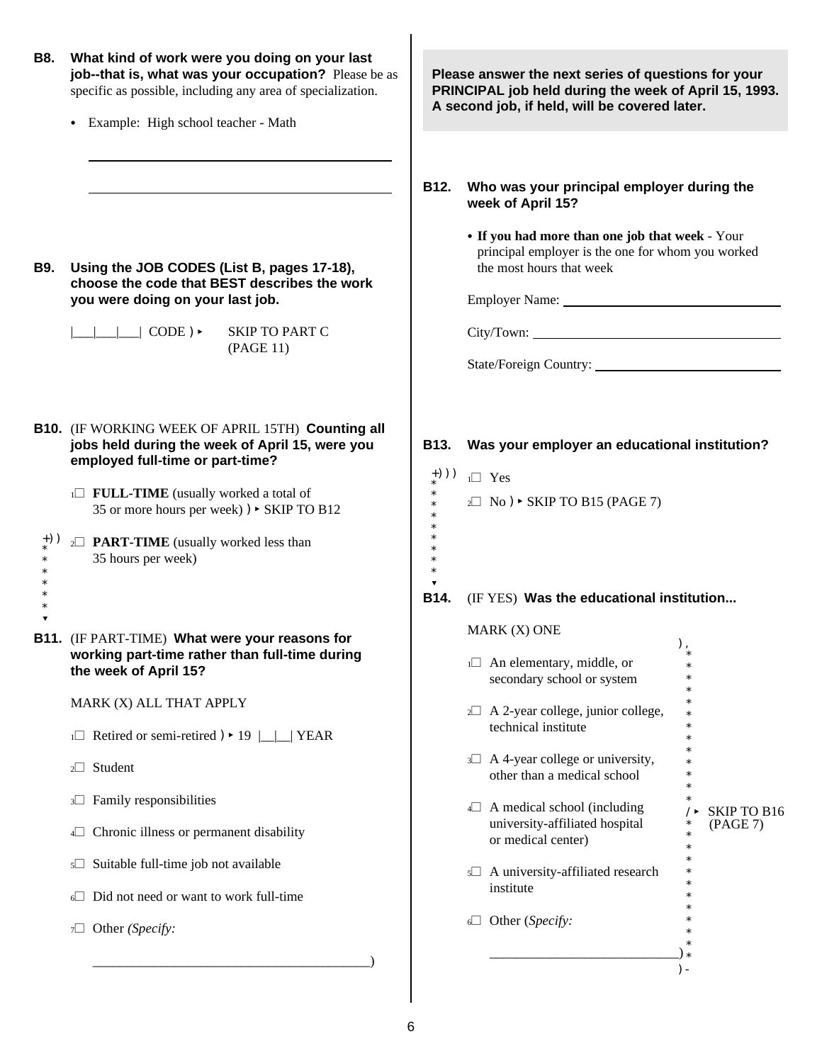**B8. What kind of work were you doing on your last job--that is, what was your occupation?** Please be as specific as possible, including any area of specialization.

- Example: High school teacher - Math

\_\_\_\_\_\_\_\_\_\_\_\_\_\_\_\_\_\_\_\_\_\_\_\_\_\_\_\_\_\_\_\_\_\_\_\_\_\_\_\_

\_\_\_\_\_\_\_\_\_\_\_\_\_\_\_\_\_\_\_\_\_\_\_\_\_\_\_\_\_\_\_\_\_\_\_\_\_\_\_\_

**B9. Using the JOB CODES (List B, pages 17-18), choose the code that BEST describes the work you were doing on your last job.**

|\_\_\_|\_\_\_|\_\_\_| CODE ▸ SKIP TO PART C (PAGE 11)

**B10.** (IF WORKING WEEK OF APRIL 15TH) **Counting all jobs held during the week of April 15, were you employed full-time or part-time?**

1☐ **FULL-TIME** (usually worked a total of 35 or more hours per week) ▸ SKIP TO B12

2☐ **PART-TIME** (usually worked less than 35 hours per week)

**B11.** (IF PART-TIME) **What were your reasons for working part-time rather than full-time during the week of April 15?**

MARK (X) ALL THAT APPLY

1☐ Retired or semi-retired ▸ 19 |\_\_|\_\_| YEAR

2☐ Student

3☐ Family responsibilities

4☐ Chronic illness or permanent disability

5☐ Suitable full-time job not available

6☐ Did not need or want to work full-time

7☐ Other *(Specify:*

\_\_\_\_\_\_\_\_\_\_\_\_\_\_\_\_\_\_\_\_\_\_\_\_\_\_\_\_\_\_\_\_\_\_\_\_\_\_\_\_)

**Please answer the next series of questions for your PRINCIPAL job held during the week of April 15, 1993. A second job, if held, will be covered later.**

**B12. Who was your principal employer during the week of April 15?**

- **If you had more than one job that week** - Your principal employer is the one for whom you worked the most hours that week

Employer Name: \_\_\_\_\_\_\_\_\_\_\_\_\_\_\_\_\_\_\_\_\_\_\_\_\_\_\_\_\_\_

City/Town: \_\_\_\_\_\_\_\_\_\_\_\_\_\_\_\_\_\_\_\_\_\_\_\_\_\_\_\_\_\_\_\_\_\_

State/Foreign Country: \_\_\_\_\_\_\_\_\_\_\_\_\_\_\_\_\_\_\_\_\_\_\_\_

**B13. Was your employer an educational institution?**

1☐ Yes

2☐ No ▸ SKIP TO B15 (PAGE 7)

**B14.** (IF YES) **Was the educational institution...**

MARK (X) ONE

1☐ An elementary, middle, or secondary school or system

2☐ A 2-year college, junior college, technical institute

3☐ A 4-year college or university, other than a medical school

4☐ A medical school (including university-affiliated hospital or medical center)

5☐ A university-affiliated research institute

6☐ Other (*Specify:*

\_\_\_\_\_\_\_\_\_\_\_\_\_\_\_\_\_\_\_\_\_\_\_\_\_\_\_\_)

(All options 1–6) ▸ SKIP TO B16 (PAGE 7)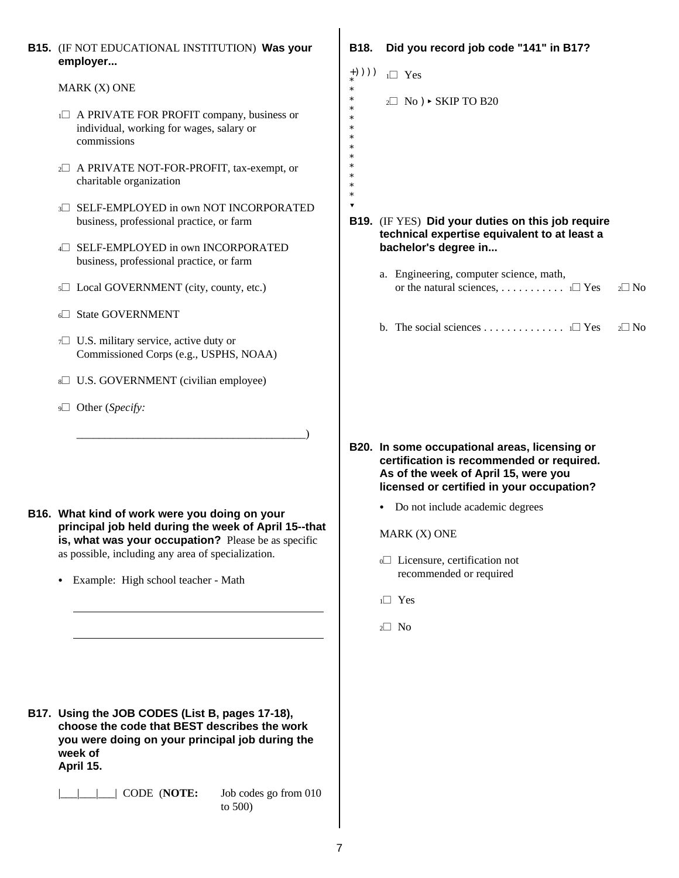**B15.** (IF NOT EDUCATIONAL INSTITUTION) **Was your employer...**

MARK (X) ONE

1☐ A PRIVATE FOR PROFIT company, business or individual, working for wages, salary or commissions

2☐ A PRIVATE NOT-FOR-PROFIT, tax-exempt, or charitable organization

3☐ SELF-EMPLOYED in own NOT INCORPORATED business, professional practice, or farm

4☐ SELF-EMPLOYED in own INCORPORATED business, professional practice, or farm

5☐ Local GOVERNMENT (city, county, etc.)

6☐ State GOVERNMENT

7☐ U.S. military service, active duty or Commissioned Corps (e.g., USPHS, NOAA)

8☐ U.S. GOVERNMENT (civilian employee)

9☐ Other (*Specify:*

________________________________________)

**B16. What kind of work were you doing on your principal job held during the week of April 15--that is, what was your occupation?** Please be as specific as possible, including any area of specialization.

- Example: High school teacher - Math

_____________________________________________

_____________________________________________

**B17. Using the JOB CODES (List B, pages 17-18), choose the code that BEST describes the work you were doing on your principal job during the week of April 15.**

|___|___|___| CODE (**NOTE:** Job codes go from 010 to 500)

**B18. Did you record job code "141" in B17?**

1☐ Yes

2☐ No ▸ SKIP TO B20

**B19.** (IF YES) **Did your duties on this job require technical expertise equivalent to at least a bachelor's degree in...**

a. Engineering, computer science, math, or the natural sciences, . . . . . . . . . . . 1☐ Yes 2☐ No

b. The social sciences . . . . . . . . . . . . . . 1☐ Yes 2☐ No

**B20. In some occupational areas, licensing or certification is recommended or required. As of the week of April 15, were you licensed or certified in your occupation?**

- Do not include academic degrees

MARK (X) ONE

0☐ Licensure, certification not recommended or required

1☐ Yes

2☐ No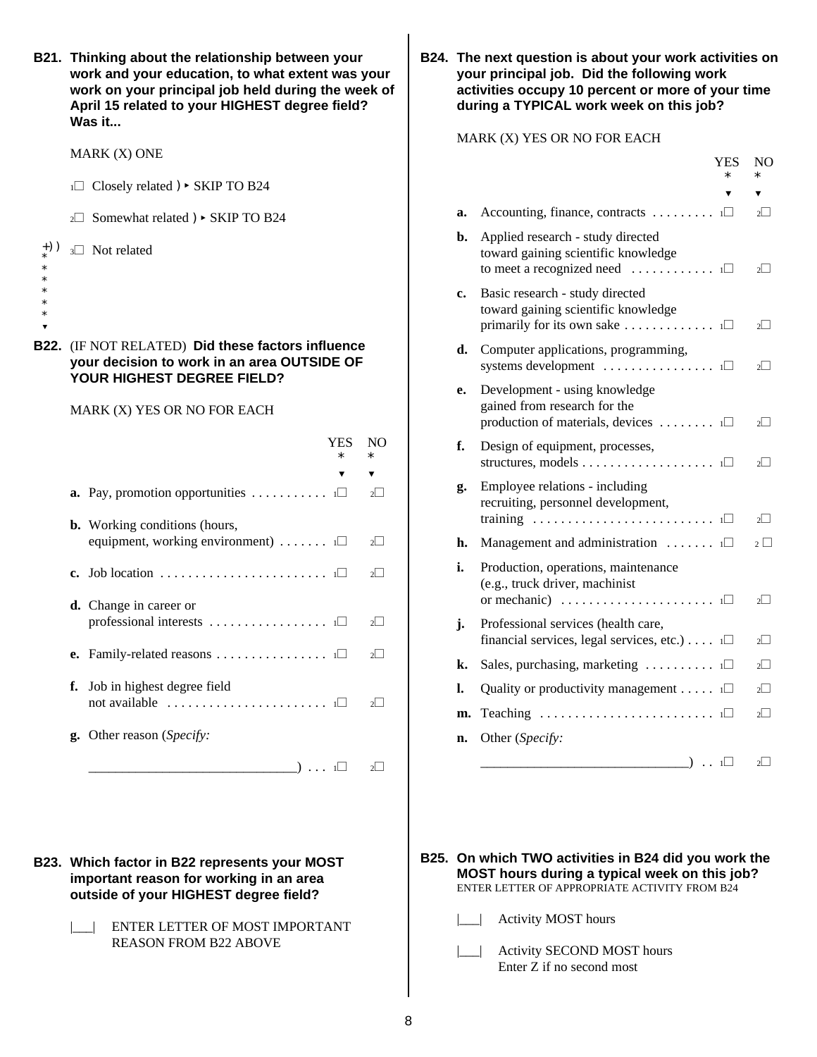**B21. Thinking about the relationship between your work and your education, to what extent was your work on your principal job held during the week of April 15 related to your HIGHEST degree field? Was it...**

MARK (X) ONE

1☐ Closely related ▸ SKIP TO B24

2☐ Somewhat related ▸ SKIP TO B24

3☐ Not related

**B22.** (IF NOT RELATED) **Did these factors influence your decision to work in an area OUTSIDE OF YOUR HIGHEST DEGREE FIELD?**

MARK (X) YES OR NO FOR EACH

| | YES | NO |
|---|---|---|
| **a.** Pay, promotion opportunities | 1☐ | 2☐ |
| **b.** Working conditions (hours, equipment, working environment) | 1☐ | 2☐ |
| **c.** Job location | 1☐ | 2☐ |
| **d.** Change in career or professional interests | 1☐ | 2☐ |
| **e.** Family-related reasons | 1☐ | 2☐ |
| **f.** Job in highest degree field not available | 1☐ | 2☐ |
| **g.** Other reason (*Specify:* ______________________________) | 1☐ | 2☐ |

**B23. Which factor in B22 represents your MOST important reason for working in an area outside of your HIGHEST degree field?**

|___| ENTER LETTER OF MOST IMPORTANT REASON FROM B22 ABOVE

**B24. The next question is about your work activities on your principal job. Did the following work activities occupy 10 percent or more of your time during a TYPICAL work week on this job?**

MARK (X) YES OR NO FOR EACH

| | YES | NO |
|---|---|---|
| **a.** Accounting, finance, contracts | 1☐ | 2☐ |
| **b.** Applied research - study directed toward gaining scientific knowledge to meet a recognized need | 1☐ | 2☐ |
| **c.** Basic research - study directed toward gaining scientific knowledge primarily for its own sake | 1☐ | 2☐ |
| **d.** Computer applications, programming, systems development | 1☐ | 2☐ |
| **e.** Development - using knowledge gained from research for the production of materials, devices | 1☐ | 2☐ |
| **f.** Design of equipment, processes, structures, models | 1☐ | 2☐ |
| **g.** Employee relations - including recruiting, personnel development, training | 1☐ | 2☐ |
| **h.** Management and administration | 1☐ | 2☐ |
| **i.** Production, operations, maintenance (e.g., truck driver, machinist or mechanic) | 1☐ | 2☐ |
| **j.** Professional services (health care, financial services, legal services, etc.) | 1☐ | 2☐ |
| **k.** Sales, purchasing, marketing | 1☐ | 2☐ |
| **l.** Quality or productivity management | 1☐ | 2☐ |
| **m.** Teaching | 1☐ | 2☐ |
| **n.** Other (*Specify:* ______________________________) | 1☐ | 2☐ |

**B25. On which TWO activities in B24 did you work the MOST hours during a typical week on this job?**
ENTER LETTER OF APPROPRIATE ACTIVITY FROM B24

|___| Activity MOST hours

|___| Activity SECOND MOST hours
Enter Z if no second most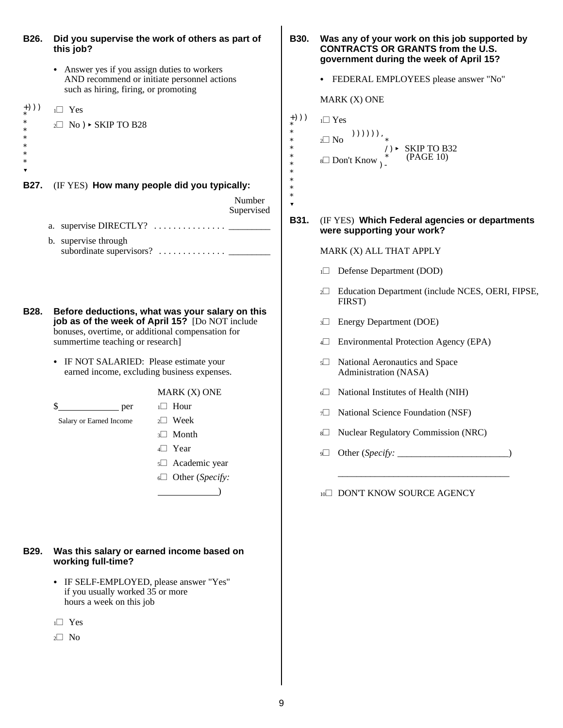**B26. Did you supervise the work of others as part of this job?**

- Answer yes if you assign duties to workers AND recommend or initiate personnel actions such as hiring, firing, or promoting

1☐ Yes

2☐ No ► SKIP TO B28

**B27.** (IF YES) **How many people did you typically:**

| | Number Supervised |
|---|---|
| a. supervise DIRECTLY? . . . . . . . . . . . . . . . | ________ |
| b. supervise through subordinate supervisors? . . . . . . . . . . . . . . | ________ |

**B28. Before deductions, what was your salary on this job as of the week of April 15?** [Do NOT include bonuses, overtime, or additional compensation for summertime teaching or research]

- IF NOT SALARIED: Please estimate your earned income, excluding business expenses.

$____________ per
Salary or Earned Income

MARK (X) ONE

1☐ Hour

2☐ Week

3☐ Month

4☐ Year

5☐ Academic year

6☐ Other (*Specify:* ____________)

**B29. Was this salary or earned income based on working full-time?**

- IF SELF-EMPLOYED, please answer "Yes" if you usually worked 35 or more hours a week on this job

1☐ Yes

2☐ No

**B30. Was any of your work on this job supported by CONTRACTS OR GRANTS from the U.S. government during the week of April 15?**

- FEDERAL EMPLOYEES please answer "No"

MARK (X) ONE

1☐ Yes

2☐ No ► SKIP TO B32 (PAGE 10)

8☐ Don't Know ► SKIP TO B32 (PAGE 10)

**B31.** (IF YES) **Which Federal agencies or departments were supporting your work?**

MARK (X) ALL THAT APPLY

1☐ Defense Department (DOD)

2☐ Education Department (include NCES, OERI, FIPSE, FIRST)

3☐ Energy Department (DOE)

4☐ Environmental Protection Agency (EPA)

5☐ National Aeronautics and Space Administration (NASA)

6☐ National Institutes of Health (NIH)

7☐ National Science Foundation (NSF)

8☐ Nuclear Regulatory Commission (NRC)

9☐ Other (*Specify:* ________________________)

____________________________________

10☐ DON'T KNOW SOURCE AGENCY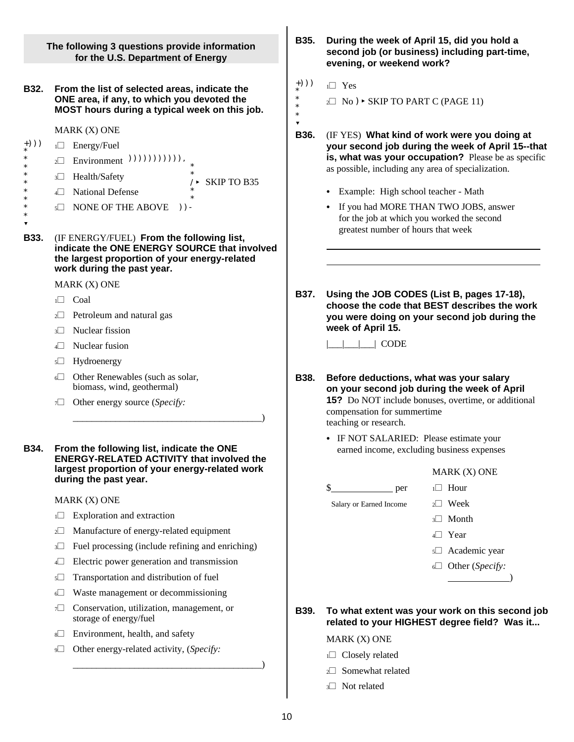**The following 3 questions provide information for the U.S. Department of Energy**

**B32. From the list of selected areas, indicate the ONE area, if any, to which you devoted the MOST hours during a typical week on this job.**

MARK (X) ONE

- 1☐ Energy/Fuel
- 2☐ Environment
- 3☐ Health/Safety
- 4☐ National Defense
- 5☐ NONE OF THE ABOVE

(Environment, Health/Safety, National Defense, NONE OF THE ABOVE ▸ SKIP TO B35)

**B33.** (IF ENERGY/FUEL) **From the following list, indicate the ONE ENERGY SOURCE that involved the largest proportion of your energy-related work during the past year.**

MARK (X) ONE

- 1☐ Coal
- 2☐ Petroleum and natural gas
- 3☐ Nuclear fission
- 4☐ Nuclear fusion
- 5☐ Hydroenergy
- 6☐ Other Renewables (such as solar, biomass, wind, geothermal)
- 7☐ Other energy source (*Specify:* ________________________________________)

**B34. From the following list, indicate the ONE ENERGY-RELATED ACTIVITY that involved the largest proportion of your energy-related work during the past year.**

MARK (X) ONE

- 1☐ Exploration and extraction
- 2☐ Manufacture of energy-related equipment
- 3☐ Fuel processing (include refining and enriching)
- 4☐ Electric power generation and transmission
- 5☐ Transportation and distribution of fuel
- 6☐ Waste management or decommissioning
- 7☐ Conservation, utilization, management, or storage of energy/fuel
- 8☐ Environment, health, and safety
- 9☐ Other energy-related activity, (*Specify:* ________________________________________)

**B35. During the week of April 15, did you hold a second job (or business) including part-time, evening, or weekend work?**

- 1☐ Yes
- 2☐ No ▸ SKIP TO PART C (PAGE 11)

**B36.** (IF YES) **What kind of work were you doing at your second job during the week of April 15--that is, what was your occupation?** Please be as specific as possible, including any area of specialization.

- Example: High school teacher - Math
- If you had MORE THAN TWO JOBS, answer for the job at which you worked the second greatest number of hours that week

________________________________________

________________________________________

**B37. Using the JOB CODES (List B, pages 17-18), choose the code that BEST describes the work you were doing on your second job during the week of April 15.**

|___|___|___| CODE

**B38. Before deductions, what was your salary on your second job during the week of April 15?** Do NOT include bonuses, overtime, or additional compensation for summertime teaching or research.

- IF NOT SALARIED: Please estimate your earned income, excluding business expenses

$____________ per

Salary or Earned Income

MARK (X) ONE

- 1☐ Hour
- 2☐ Week
- 3☐ Month
- 4☐ Year
- 5☐ Academic year
- 6☐ Other (*Specify:* ____________)

**B39. To what extent was your work on this second job related to your HIGHEST degree field? Was it...**

MARK (X) ONE

- 1☐ Closely related
- 2☐ Somewhat related
- 3☐ Not related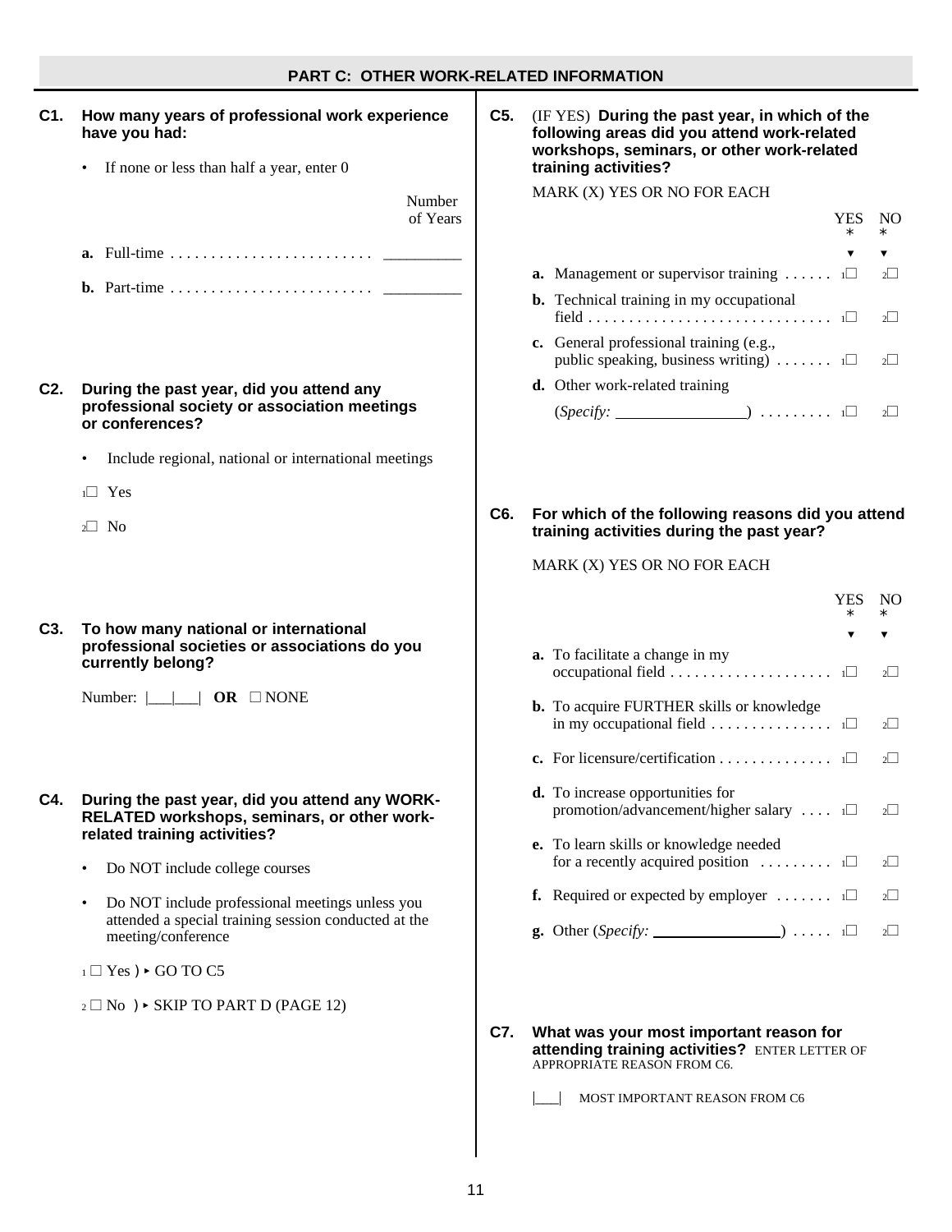## PART C: OTHER WORK-RELATED INFORMATION

**C1. How many years of professional work experience have you had:**

- If none or less than half a year, enter 0

| | Number of Years |
|---|---|
| **a.** Full-time . . . . . . . . . . . . . . . . . . . . . . . . . | _________ |
| **b.** Part-time . . . . . . . . . . . . . . . . . . . . . . . . . | _________ |

**C2. During the past year, did you attend any professional society or association meetings or conferences?**

- Include regional, national or international meetings

1☐ Yes

2☐ No

**C3. To how many national or international professional societies or associations do you currently belong?**

Number: |___|___| **OR** ☐ NONE

**C4. During the past year, did you attend any WORK-RELATED workshops, seminars, or other work-related training activities?**

- Do NOT include college courses
- Do NOT include professional meetings unless you attended a special training session conducted at the meeting/conference

1 ☐ Yes ) ▸ GO TO C5

2 ☐ No ) ▸ SKIP TO PART D (PAGE 12)

**C5.** (IF YES) **During the past year, in which of the following areas did you attend work-related workshops, seminars, or other work-related training activities?**

MARK (X) YES OR NO FOR EACH

| | YES | NO |
|---|---|---|
| **a.** Management or supervisor training . . . . . . | 1☐ | 2☐ |
| **b.** Technical training in my occupational field . . . . . . . . . . . . . . . . . . . . . . . . . . . . . . | 1☐ | 2☐ |
| **c.** General professional training (e.g., public speaking, business writing) . . . . . . . | 1☐ | 2☐ |
| **d.** Other work-related training (*Specify:* ________________) . . . . . . . . . | 1☐ | 2☐ |

**C6. For which of the following reasons did you attend training activities during the past year?**

MARK (X) YES OR NO FOR EACH

| | YES | NO |
|---|---|---|
| **a.** To facilitate a change in my occupational field . . . . . . . . . . . . . . . . . . . . | 1☐ | 2☐ |
| **b.** To acquire FURTHER skills or knowledge in my occupational field . . . . . . . . . . . . . . . | 1☐ | 2☐ |
| **c.** For licensure/certification . . . . . . . . . . . . . . | 1☐ | 2☐ |
| **d.** To increase opportunities for promotion/advancement/higher salary . . . . | 1☐ | 2☐ |
| **e.** To learn skills or knowledge needed for a recently acquired position . . . . . . . . . | 1☐ | 2☐ |
| **f.** Required or expected by employer . . . . . . . | 1☐ | 2☐ |
| **g.** Other (*Specify:* ________________) . . . . . | 1☐ | 2☐ |

**C7. What was your most important reason for attending training activities?** ENTER LETTER OF APPROPRIATE REASON FROM C6.

|___| MOST IMPORTANT REASON FROM C6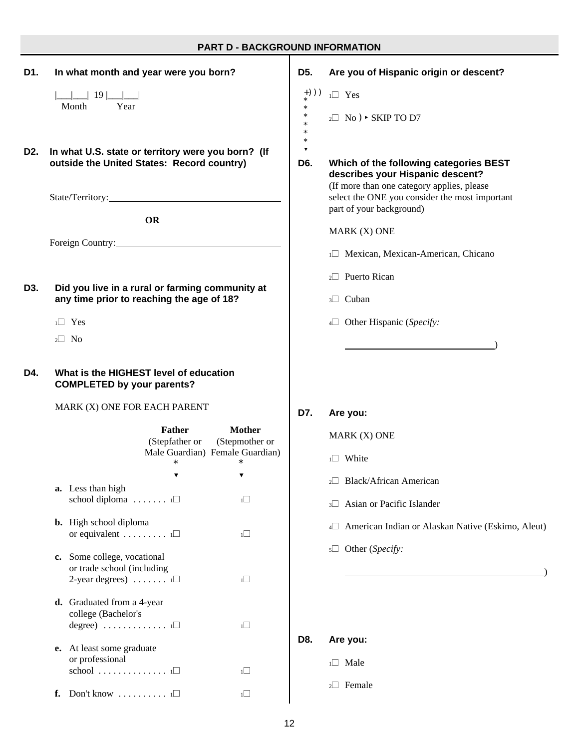## PART D - BACKGROUND INFORMATION

**D1. In what month and year were you born?**

|___|___| 19 |___|___|
Month Year

**D2. In what U.S. state or territory were you born? (If outside the United States: Record country)**

State/Territory: ____________________

**OR**

Foreign Country: ____________________

**D3. Did you live in a rural or farming community at any time prior to reaching the age of 18?**

1☐ Yes

2☐ No

**D4. What is the HIGHEST level of education COMPLETED by your parents?**

MARK (X) ONE FOR EACH PARENT

| | **Father** (Stepfather or Male Guardian) | **Mother** (Stepmother or Female Guardian) |
|---|---|---|
| **a.** Less than high school diploma | 1☐ | 1☐ |
| **b.** High school diploma or equivalent | 1☐ | 1☐ |
| **c.** Some college, vocational or trade school (including 2-year degrees) | 1☐ | 1☐ |
| **d.** Graduated from a 4-year college (Bachelor's degree) | 1☐ | 1☐ |
| **e.** At least some graduate or professional school | 1☐ | 1☐ |
| **f.** Don't know | 1☐ | 1☐ |

**D5. Are you of Hispanic origin or descent?**

1☐ Yes

2☐ No → SKIP TO D7

**D6. Which of the following categories BEST describes your Hispanic descent?**
(If more than one category applies, please select the ONE you consider the most important part of your background)

MARK (X) ONE

1☐ Mexican, Mexican-American, Chicano

2☐ Puerto Rican

3☐ Cuban

4☐ Other Hispanic (*Specify:* ____________________)

**D7. Are you:**

MARK (X) ONE

1☐ White

2☐ Black/African American

3☐ Asian or Pacific Islander

4☐ American Indian or Alaskan Native (Eskimo, Aleut)

5☐ Other (*Specify:* ____________________)

**D8. Are you:**

1☐ Male

2☐ Female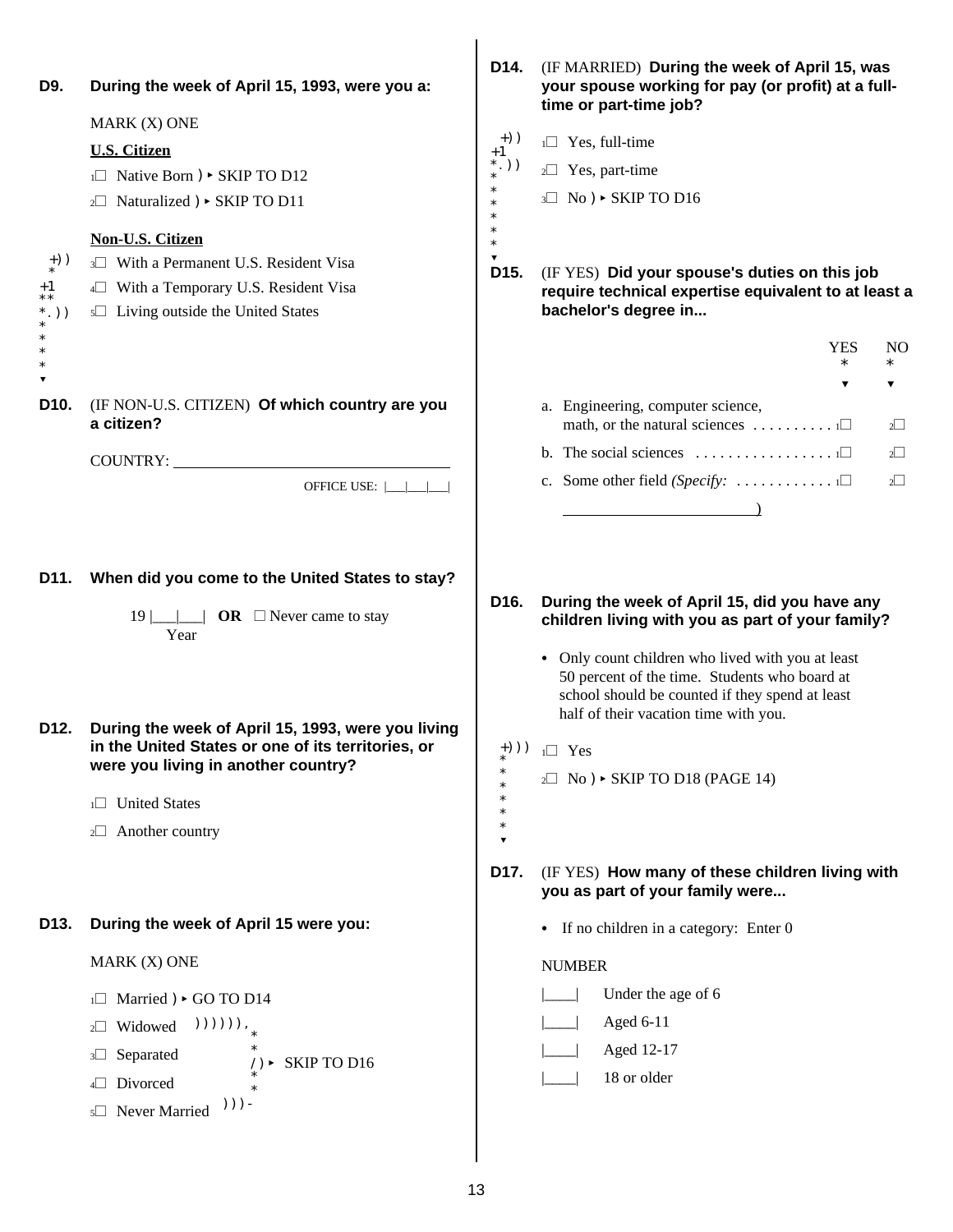**D9. During the week of April 15, 1993, were you a:**

MARK (X) ONE

**U.S. Citizen**

1☐ Native Born ▸ SKIP TO D12

2☐ Naturalized ▸ SKIP TO D11

**Non-U.S. Citizen**

3☐ With a Permanent U.S. Resident Visa

4☐ With a Temporary U.S. Resident Visa

5☐ Living outside the United States

**D10.** (IF NON-U.S. CITIZEN) **Of which country are you a citizen?**

COUNTRY: ____________________________

OFFICE USE: |___|___|___|

**D11. When did you come to the United States to stay?**

19 |___|___| Year **OR** ☐ Never came to stay

**D12. During the week of April 15, 1993, were you living in the United States or one of its territories, or were you living in another country?**

1☐ United States

2☐ Another country

**D13. During the week of April 15 were you:**

MARK (X) ONE

1☐ Married ▸ GO TO D14

2☐ Widowed

3☐ Separated

4☐ Divorced

5☐ Never Married

(2–5) ▸ SKIP TO D16

**D14.** (IF MARRIED) **During the week of April 15, was your spouse working for pay (or profit) at a full-time or part-time job?**

1☐ Yes, full-time

2☐ Yes, part-time

3☐ No ▸ SKIP TO D16

**D15.** (IF YES) **Did your spouse's duties on this job require technical expertise equivalent to at least a bachelor's degree in...**

| | YES | NO |
|---|---|---|
| a. Engineering, computer science, math, or the natural sciences | 1☐ | 2☐ |
| b. The social sciences | 1☐ | 2☐ |
| c. Some other field *(Specify:* ____________________) | 1☐ | 2☐ |

**D16. During the week of April 15, did you have any children living with you as part of your family?**

- Only count children who lived with you at least 50 percent of the time. Students who board at school should be counted if they spend at least half of their vacation time with you.

1☐ Yes

2☐ No ▸ SKIP TO D18 (PAGE 14)

**D17.** (IF YES) **How many of these children living with you as part of your family were...**

- If no children in a category: Enter 0

NUMBER

|____| Under the age of 6

|____| Aged 6-11

|____| Aged 12-17

|____| 18 or older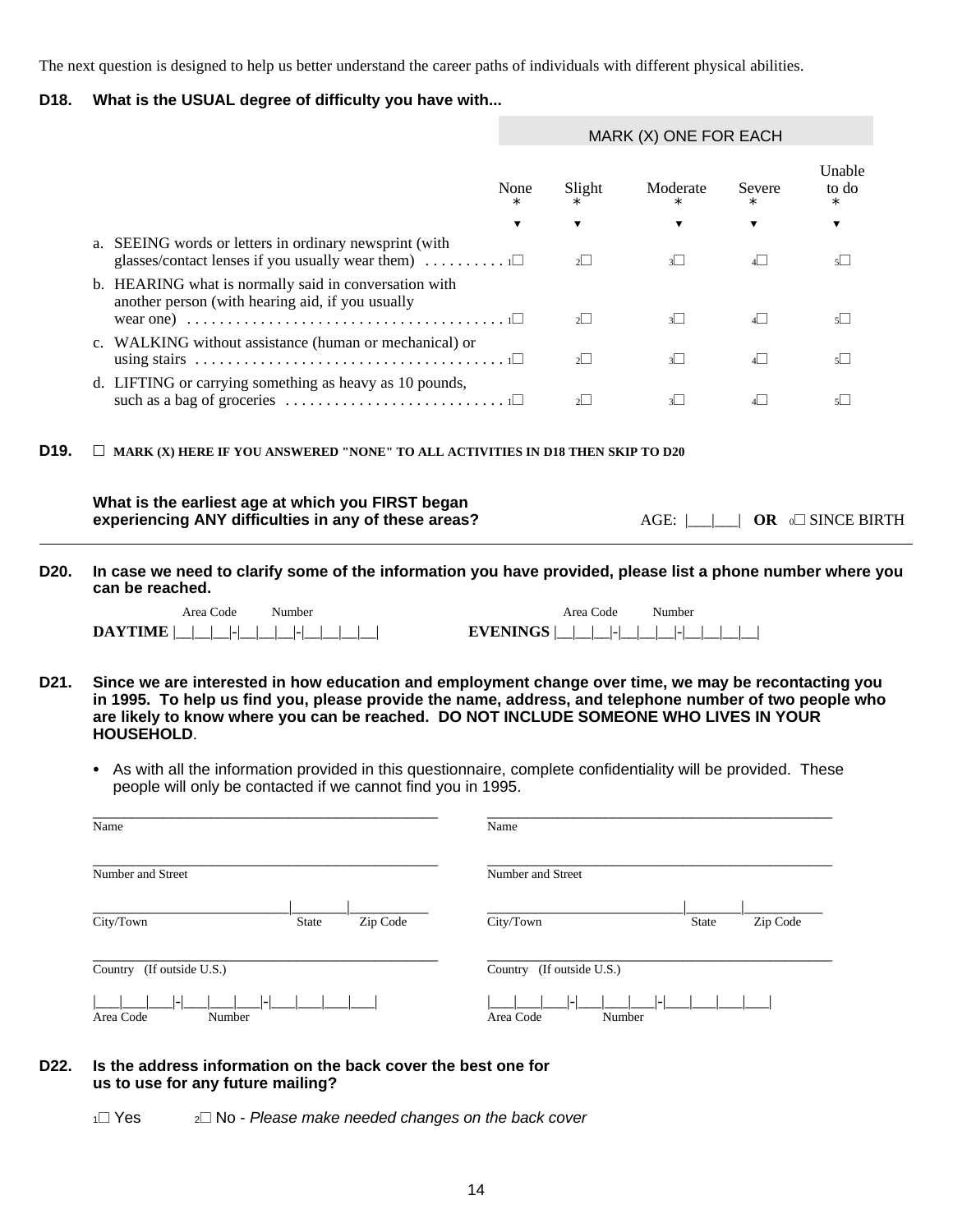The next question is designed to help us better understand the career paths of individuals with different physical abilities.

**D18. What is the USUAL degree of difficulty you have with...**

| | MARK (X) ONE FOR EACH | | | | |
|---|---|---|---|---|---|
| | None | Slight | Moderate | Severe | Unable to do |
| a. SEEING words or letters in ordinary newsprint (with glasses/contact lenses if you usually wear them) | 1☐ | 2☐ | 3☐ | 4☐ | 5☐ |
| b. HEARING what is normally said in conversation with another person (with hearing aid, if you usually wear one) | 1☐ | 2☐ | 3☐ | 4☐ | 5☐ |
| c. WALKING without assistance (human or mechanical) or using stairs | 1☐ | 2☐ | 3☐ | 4☐ | 5☐ |
| d. LIFTING or carrying something as heavy as 10 pounds, such as a bag of groceries | 1☐ | 2☐ | 3☐ | 4☐ | 5☐ |

**D19.** ☐ **MARK (X) HERE IF YOU ANSWERED "NONE" TO ALL ACTIVITIES IN D18 THEN SKIP TO D20**

**What is the earliest age at which you FIRST began experiencing ANY difficulties in any of these areas?**

AGE: |___|___| **OR** 0☐ SINCE BIRTH

---

**D20. In case we need to clarify some of the information you have provided, please list a phone number where you can be reached.**

**DAYTIME** (Area Code) |__|__|__|-(Number) |__|__|__|-|__|__|__|__|

**EVENINGS** (Area Code) |__|__|__|-(Number) |__|__|__|-|__|__|__|__|

**D21. Since we are interested in how education and employment change over time, we may be recontacting you in 1995. To help us find you, please provide the name, address, and telephone number of two people who are likely to know where you can be reached. DO NOT INCLUDE SOMEONE WHO LIVES IN YOUR HOUSEHOLD.**

- As with all the information provided in this questionnaire, complete confidentiality will be provided. These people will only be contacted if we cannot find you in 1995.

| Person 1 | Person 2 |
|---|---|
| Name ______________________ | Name ______________________ |
| Number and Street ______________________ | Number and Street ______________________ |
| City/Town ________ State ____ Zip Code ______ | City/Town ________ State ____ Zip Code ______ |
| Country (If outside U.S.) ______________________ | Country (If outside U.S.) ______________________ |
| Area Code \|___\|___\|___\|- Number \|___\|___\|___\|-\|___\|___\|___\|___\| | Area Code \|___\|___\|___\|- Number \|___\|___\|___\|-\|___\|___\|___\|___\| |

**D22. Is the address information on the back cover the best one for us to use for any future mailing?**

1☐ Yes  2☐ No - *Please make needed changes on the back cover*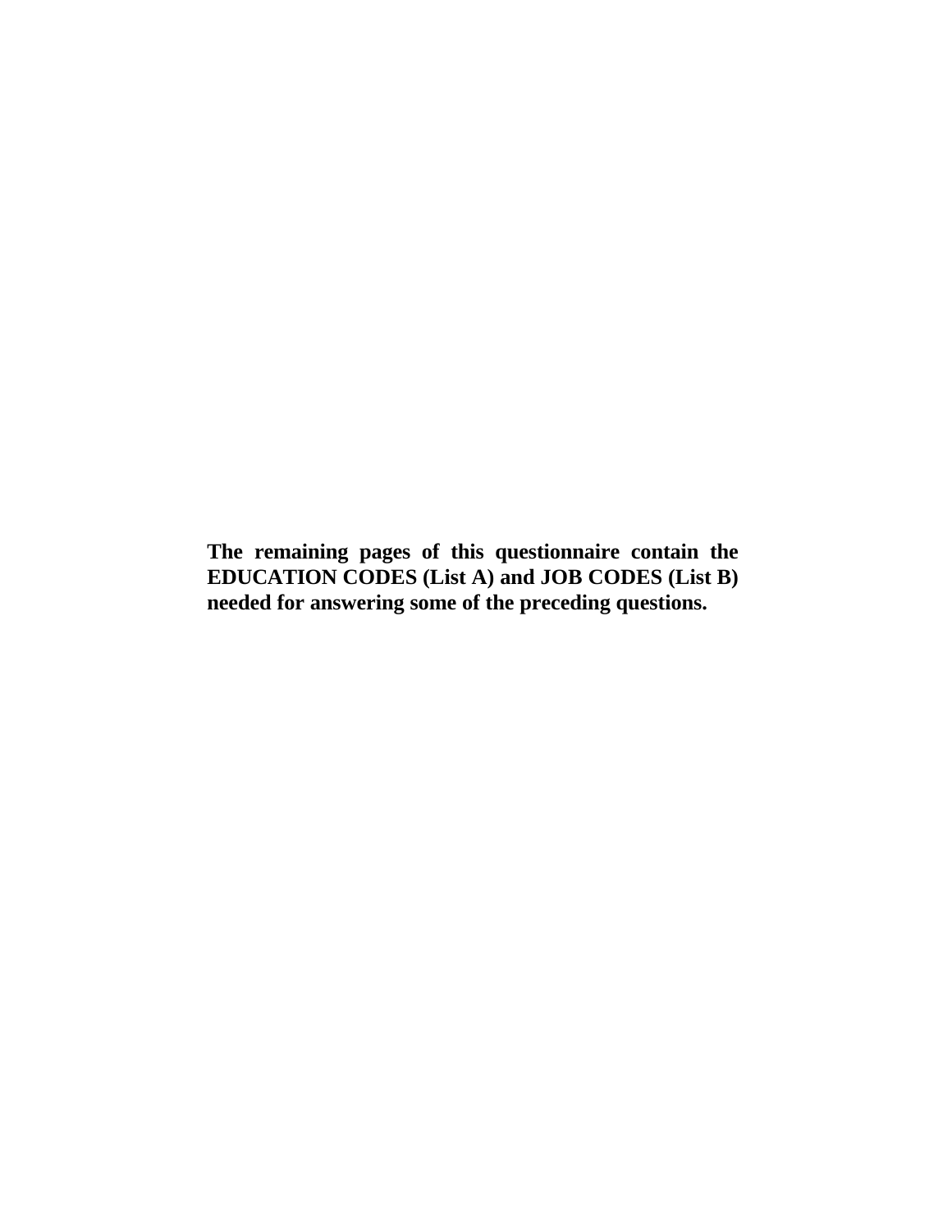**The remaining pages of this questionnaire contain the EDUCATION CODES (List A) and JOB CODES (List B) needed for answering some of the preceding questions.**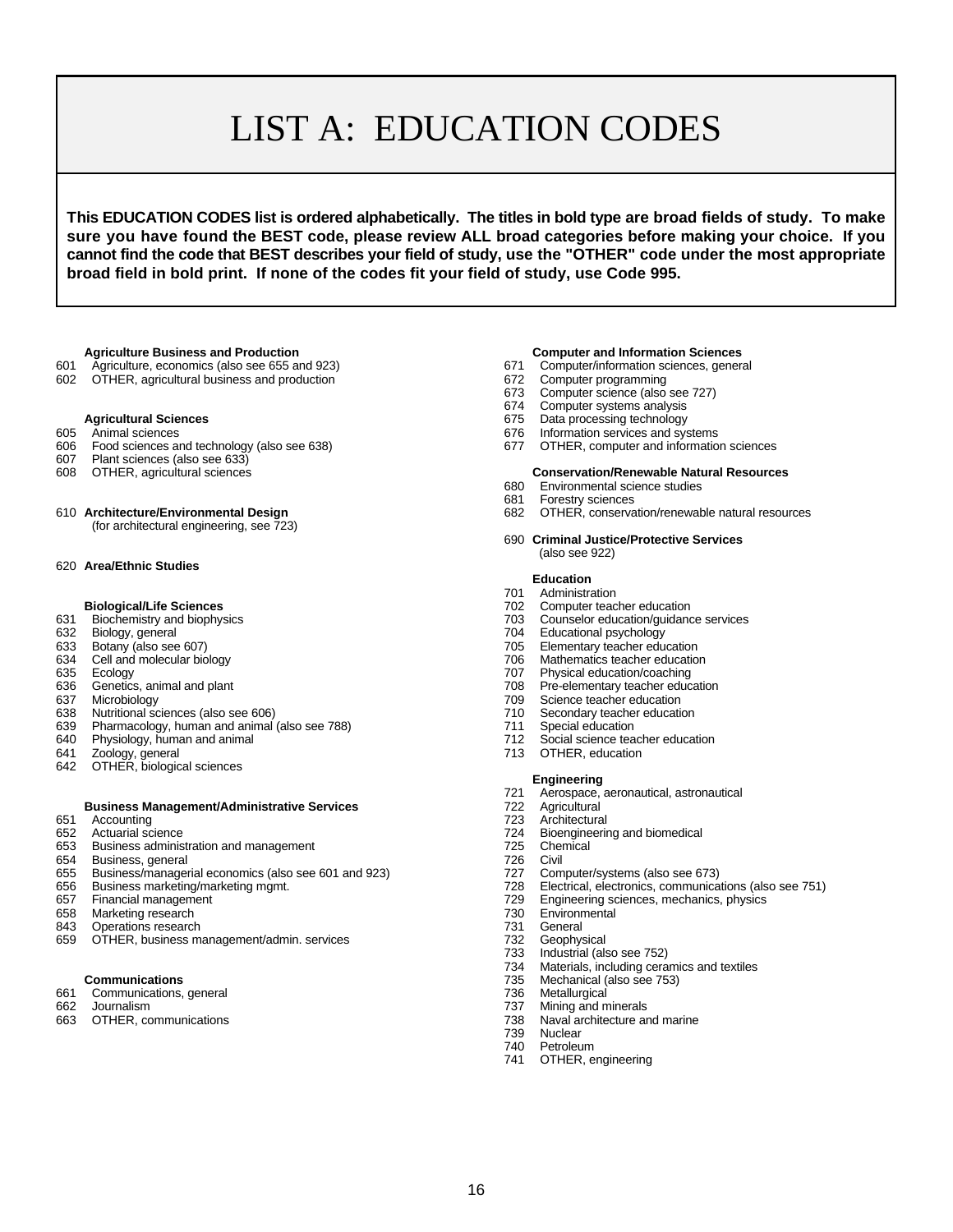# LIST A: EDUCATION CODES

**This EDUCATION CODES list is ordered alphabetically. The titles in bold type are broad fields of study. To make sure you have found the BEST code, please review ALL broad categories before making your choice. If you cannot find the code that BEST describes your field of study, use the "OTHER" code under the most appropriate broad field in bold print. If none of the codes fit your field of study, use Code 995.**

**Agriculture Business and Production**

601 Agriculture, economics (also see 655 and 923)
602 OTHER, agricultural business and production

**Agricultural Sciences**

605 Animal sciences
606 Food sciences and technology (also see 638)
607 Plant sciences (also see 633)
608 OTHER, agricultural sciences

610 **Architecture/Environmental Design**
(for architectural engineering, see 723)

620 **Area/Ethnic Studies**

**Biological/Life Sciences**

631 Biochemistry and biophysics
632 Biology, general
633 Botany (also see 607)
634 Cell and molecular biology
635 Ecology
636 Genetics, animal and plant
637 Microbiology
638 Nutritional sciences (also see 606)
639 Pharmacology, human and animal (also see 788)
640 Physiology, human and animal
641 Zoology, general
642 OTHER, biological sciences

**Business Management/Administrative Services**

651 Accounting
652 Actuarial science
653 Business administration and management
654 Business, general
655 Business/managerial economics (also see 601 and 923)
656 Business marketing/marketing mgmt.
657 Financial management
658 Marketing research
843 Operations research
659 OTHER, business management/admin. services

**Communications**

661 Communications, general
662 Journalism
663 OTHER, communications

**Computer and Information Sciences**

671 Computer/information sciences, general
672 Computer programming
673 Computer science (also see 727)
674 Computer systems analysis
675 Data processing technology
676 Information services and systems
677 OTHER, computer and information sciences

**Conservation/Renewable Natural Resources**

680 Environmental science studies
681 Forestry sciences
682 OTHER, conservation/renewable natural resources

690 **Criminal Justice/Protective Services**
(also see 922)

**Education**

701 Administration
702 Computer teacher education
703 Counselor education/guidance services
704 Educational psychology
705 Elementary teacher education
706 Mathematics teacher education
707 Physical education/coaching
708 Pre-elementary teacher education
709 Science teacher education
710 Secondary teacher education
711 Special education
712 Social science teacher education
713 OTHER, education

**Engineering**

721 Aerospace, aeronautical, astronautical
722 Agricultural
723 Architectural
724 Bioengineering and biomedical
725 Chemical
726 Civil
727 Computer/systems (also see 673)
728 Electrical, electronics, communications (also see 751)
729 Engineering sciences, mechanics, physics
730 Environmental
731 General
732 Geophysical
733 Industrial (also see 752)
734 Materials, including ceramics and textiles
735 Mechanical (also see 753)
736 Metallurgical
737 Mining and minerals
738 Naval architecture and marine
739 Nuclear
740 Petroleum
741 OTHER, engineering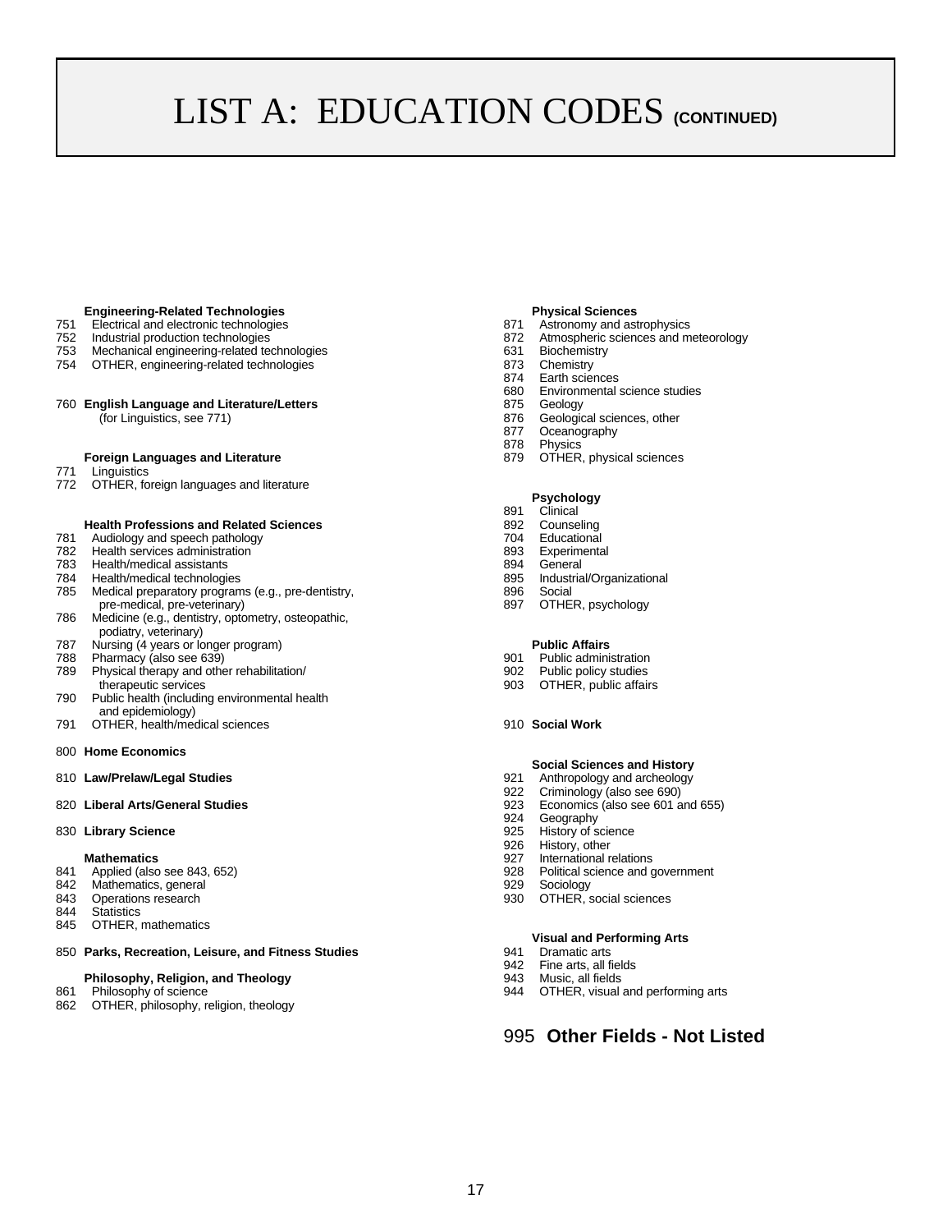# LIST A: EDUCATION CODES (CONTINUED)

**Engineering-Related Technologies**

751 Electrical and electronic technologies
752 Industrial production technologies
753 Mechanical engineering-related technologies
754 OTHER, engineering-related technologies

760 **English Language and Literature/Letters**
(for Linguistics, see 771)

**Foreign Languages and Literature**

771 Linguistics
772 OTHER, foreign languages and literature

**Health Professions and Related Sciences**

781 Audiology and speech pathology
782 Health services administration
783 Health/medical assistants
784 Health/medical technologies
785 Medical preparatory programs (e.g., pre-dentistry, pre-medical, pre-veterinary)
786 Medicine (e.g., dentistry, optometry, osteopathic, podiatry, veterinary)
787 Nursing (4 years or longer program)
788 Pharmacy (also see 639)
789 Physical therapy and other rehabilitation/ therapeutic services
790 Public health (including environmental health and epidemiology)
791 OTHER, health/medical sciences

800 **Home Economics**

810 **Law/Prelaw/Legal Studies**

820 **Liberal Arts/General Studies**

830 **Library Science**

**Mathematics**

841 Applied (also see 843, 652)
842 Mathematics, general
843 Operations research
844 Statistics
845 OTHER, mathematics

850 **Parks, Recreation, Leisure, and Fitness Studies**

**Philosophy, Religion, and Theology**

861 Philosophy of science
862 OTHER, philosophy, religion, theology

**Physical Sciences**

871 Astronomy and astrophysics
872 Atmospheric sciences and meteorology
631 Biochemistry
873 Chemistry
874 Earth sciences
680 Environmental science studies
875 Geology
876 Geological sciences, other
877 Oceanography
878 Physics
879 OTHER, physical sciences

**Psychology**

891 Clinical
892 Counseling
704 Educational
893 Experimental
894 General
895 Industrial/Organizational
896 Social
897 OTHER, psychology

**Public Affairs**

901 Public administration
902 Public policy studies
903 OTHER, public affairs

910 **Social Work**

**Social Sciences and History**

921 Anthropology and archeology
922 Criminology (also see 690)
923 Economics (also see 601 and 655)
924 Geography
925 History of science
926 History, other
927 International relations
928 Political science and government
929 Sociology
930 OTHER, social sciences

**Visual and Performing Arts**

941 Dramatic arts
942 Fine arts, all fields
943 Music, all fields
944 OTHER, visual and performing arts

## 995 **Other Fields - Not Listed**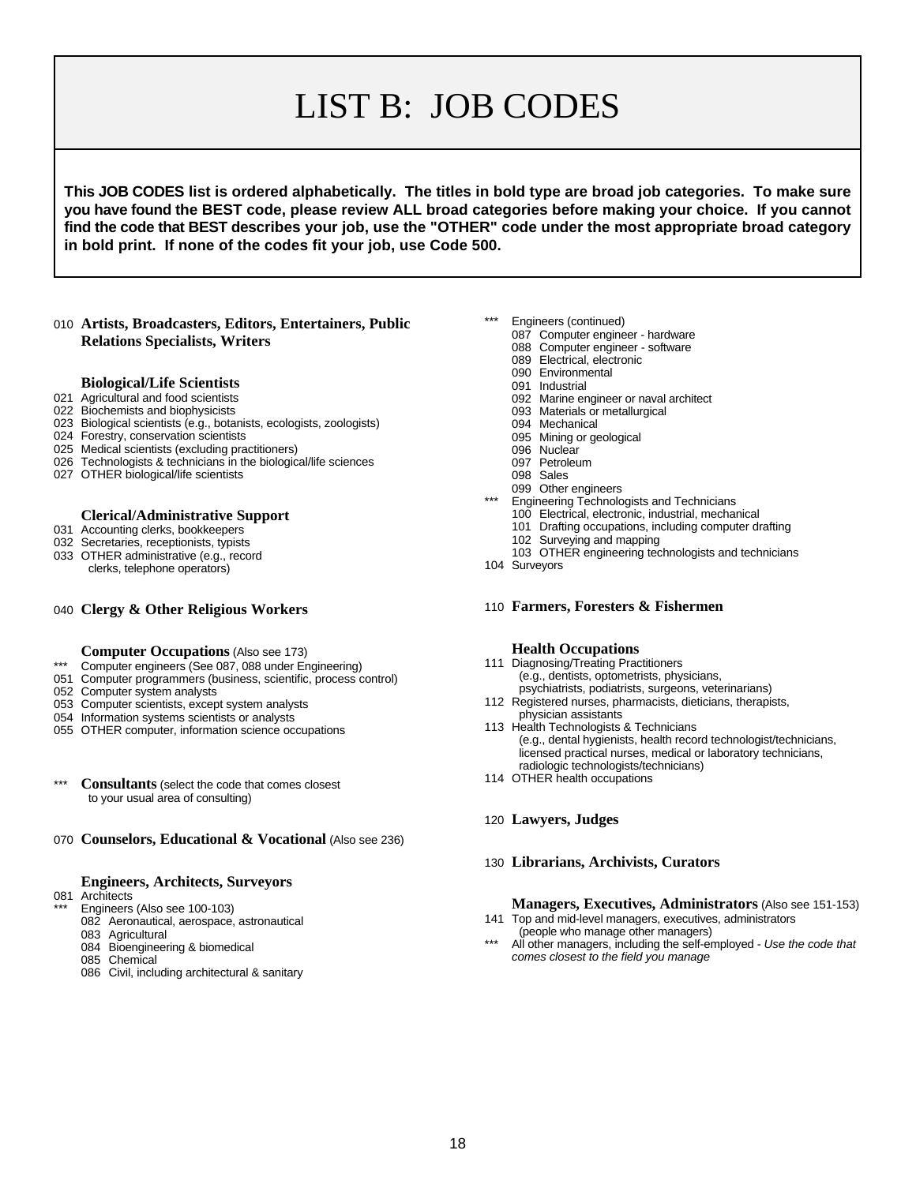# LIST B: JOB CODES

**This JOB CODES list is ordered alphabetically. The titles in bold type are broad job categories. To make sure you have found the BEST code, please review ALL broad categories before making your choice. If you cannot find the code that BEST describes your job, use the "OTHER" code under the most appropriate broad category in bold print. If none of the codes fit your job, use Code 500.**

010 **Artists, Broadcasters, Editors, Entertainers, Public Relations Specialists, Writers**

**Biological/Life Scientists**
- 021 Agricultural and food scientists
- 022 Biochemists and biophysicists
- 023 Biological scientists (e.g., botanists, ecologists, zoologists)
- 024 Forestry, conservation scientists
- 025 Medical scientists (excluding practitioners)
- 026 Technologists & technicians in the biological/life sciences
- 027 OTHER biological/life scientists

**Clerical/Administrative Support**
- 031 Accounting clerks, bookkeepers
- 032 Secretaries, receptionists, typists
- 033 OTHER administrative (e.g., record clerks, telephone operators)

040 **Clergy & Other Religious Workers**

**Computer Occupations** (Also see 173)
- *** Computer engineers (See 087, 088 under Engineering)
- 051 Computer programmers (business, scientific, process control)
- 052 Computer system analysts
- 053 Computer scientists, except system analysts
- 054 Information systems scientists or analysts
- 055 OTHER computer, information science occupations

*** **Consultants** (select the code that comes closest to your usual area of consulting)

070 **Counselors, Educational & Vocational** (Also see 236)

**Engineers, Architects, Surveyors**
- 081 Architects
- *** Engineers (Also see 100-103)
  - 082 Aeronautical, aerospace, astronautical
  - 083 Agricultural
  - 084 Bioengineering & biomedical
  - 085 Chemical
  - 086 Civil, including architectural & sanitary
- *** Engineers (continued)
  - 087 Computer engineer - hardware
  - 088 Computer engineer - software
  - 089 Electrical, electronic
  - 090 Environmental
  - 091 Industrial
  - 092 Marine engineer or naval architect
  - 093 Materials or metallurgical
  - 094 Mechanical
  - 095 Mining or geological
  - 096 Nuclear
  - 097 Petroleum
  - 098 Sales
  - 099 Other engineers
- *** Engineering Technologists and Technicians
  - 100 Electrical, electronic, industrial, mechanical
  - 101 Drafting occupations, including computer drafting
  - 102 Surveying and mapping
  - 103 OTHER engineering technologists and technicians
- 104 Surveyors

110 **Farmers, Foresters & Fishermen**

**Health Occupations**
- 111 Diagnosing/Treating Practitioners (e.g., dentists, optometrists, physicians, psychiatrists, podiatrists, surgeons, veterinarians)
- 112 Registered nurses, pharmacists, dieticians, therapists, physician assistants
- 113 Health Technologists & Technicians (e.g., dental hygienists, health record technologist/technicians, licensed practical nurses, medical or laboratory technicians, radiologic technologists/technicians)
- 114 OTHER health occupations

120 **Lawyers, Judges**

130 **Librarians, Archivists, Curators**

**Managers, Executives, Administrators** (Also see 151-153)
- 141 Top and mid-level managers, executives, administrators (people who manage other managers)
- *** All other managers, including the self-employed - *Use the code that comes closest to the field you manage*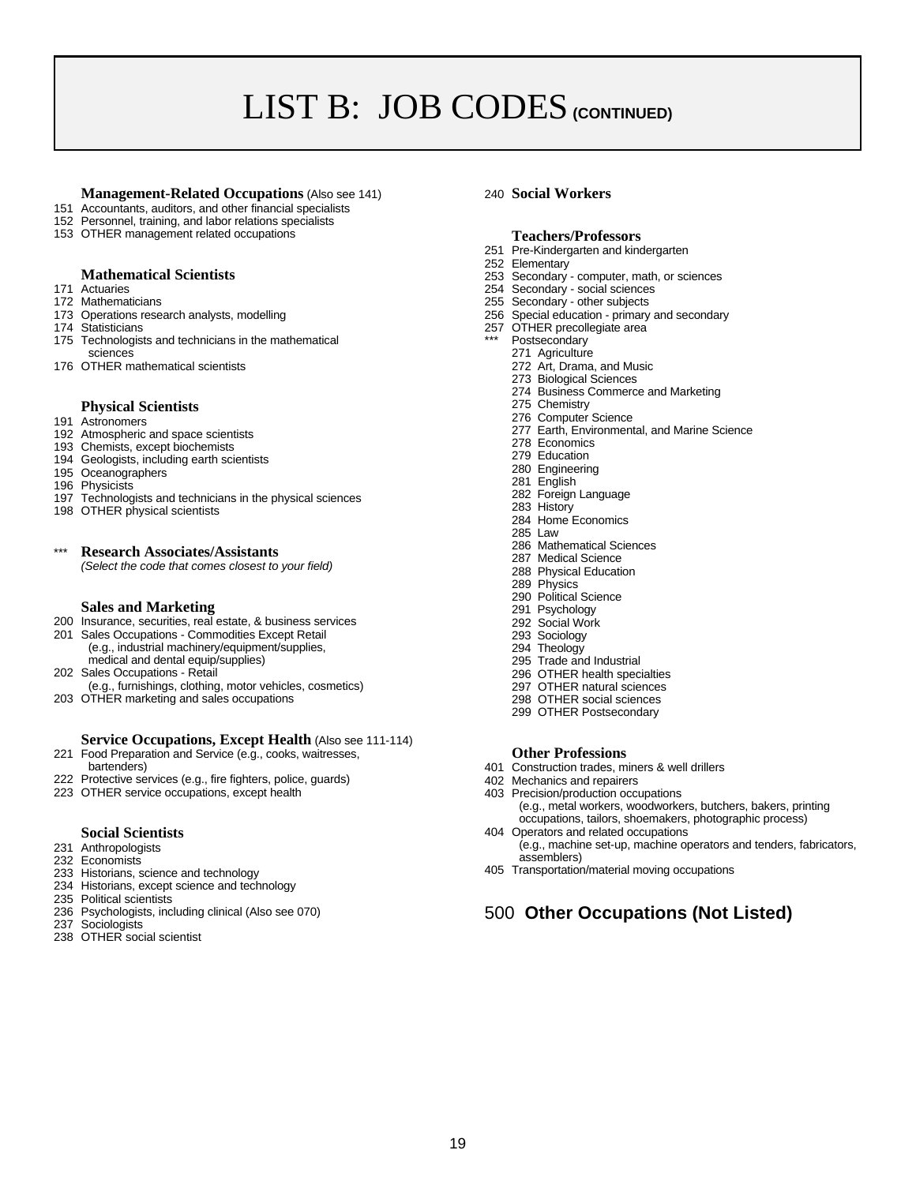# LIST B: JOB CODES (CONTINUED)

### Management-Related Occupations (Also see 141)

151 Accountants, auditors, and other financial specialists
152 Personnel, training, and labor relations specialists
153 OTHER management related occupations

### Mathematical Scientists

171 Actuaries
172 Mathematicians
173 Operations research analysts, modelling
174 Statisticians
175 Technologists and technicians in the mathematical sciences
176 OTHER mathematical scientists

### Physical Scientists

191 Astronomers
192 Atmospheric and space scientists
193 Chemists, except biochemists
194 Geologists, including earth scientists
195 Oceanographers
196 Physicists
197 Technologists and technicians in the physical sciences
198 OTHER physical scientists

### *** Research Associates/Assistants

*(Select the code that comes closest to your field)*

### Sales and Marketing

200 Insurance, securities, real estate, & business services
201 Sales Occupations - Commodities Except Retail
(e.g., industrial machinery/equipment/supplies, medical and dental equip/supplies)
202 Sales Occupations - Retail
(e.g., furnishings, clothing, motor vehicles, cosmetics)
203 OTHER marketing and sales occupations

### Service Occupations, Except Health (Also see 111-114)

221 Food Preparation and Service (e.g., cooks, waitresses, bartenders)
222 Protective services (e.g., fire fighters, police, guards)
223 OTHER service occupations, except health

### Social Scientists

231 Anthropologists
232 Economists
233 Historians, science and technology
234 Historians, except science and technology
235 Political scientists
236 Psychologists, including clinical (Also see 070)
237 Sociologists
238 OTHER social scientist

### 240 Social Workers

### Teachers/Professors

251 Pre-Kindergarten and kindergarten
252 Elementary
253 Secondary - computer, math, or sciences
254 Secondary - social sciences
255 Secondary - other subjects
256 Special education - primary and secondary
257 OTHER precollegiate area
*** Postsecondary
- 271 Agriculture
- 272 Art, Drama, and Music
- 273 Biological Sciences
- 274 Business Commerce and Marketing
- 275 Chemistry
- 276 Computer Science
- 277 Earth, Environmental, and Marine Science
- 278 Economics
- 279 Education
- 280 Engineering
- 281 English
- 282 Foreign Language
- 283 History
- 284 Home Economics
- 285 Law
- 286 Mathematical Sciences
- 287 Medical Science
- 288 Physical Education
- 289 Physics
- 290 Political Science
- 291 Psychology
- 292 Social Work
- 293 Sociology
- 294 Theology
- 295 Trade and Industrial
- 296 OTHER health specialties
- 297 OTHER natural sciences
- 298 OTHER social sciences
- 299 OTHER Postsecondary

### Other Professions

401 Construction trades, miners & well drillers
402 Mechanics and repairers
403 Precision/production occupations
(e.g., metal workers, woodworkers, butchers, bakers, printing occupations, tailors, shoemakers, photographic process)
404 Operators and related occupations
(e.g., machine set-up, machine operators and tenders, fabricators, assemblers)
405 Transportation/material moving occupations

### 500 **Other Occupations (Not Listed)**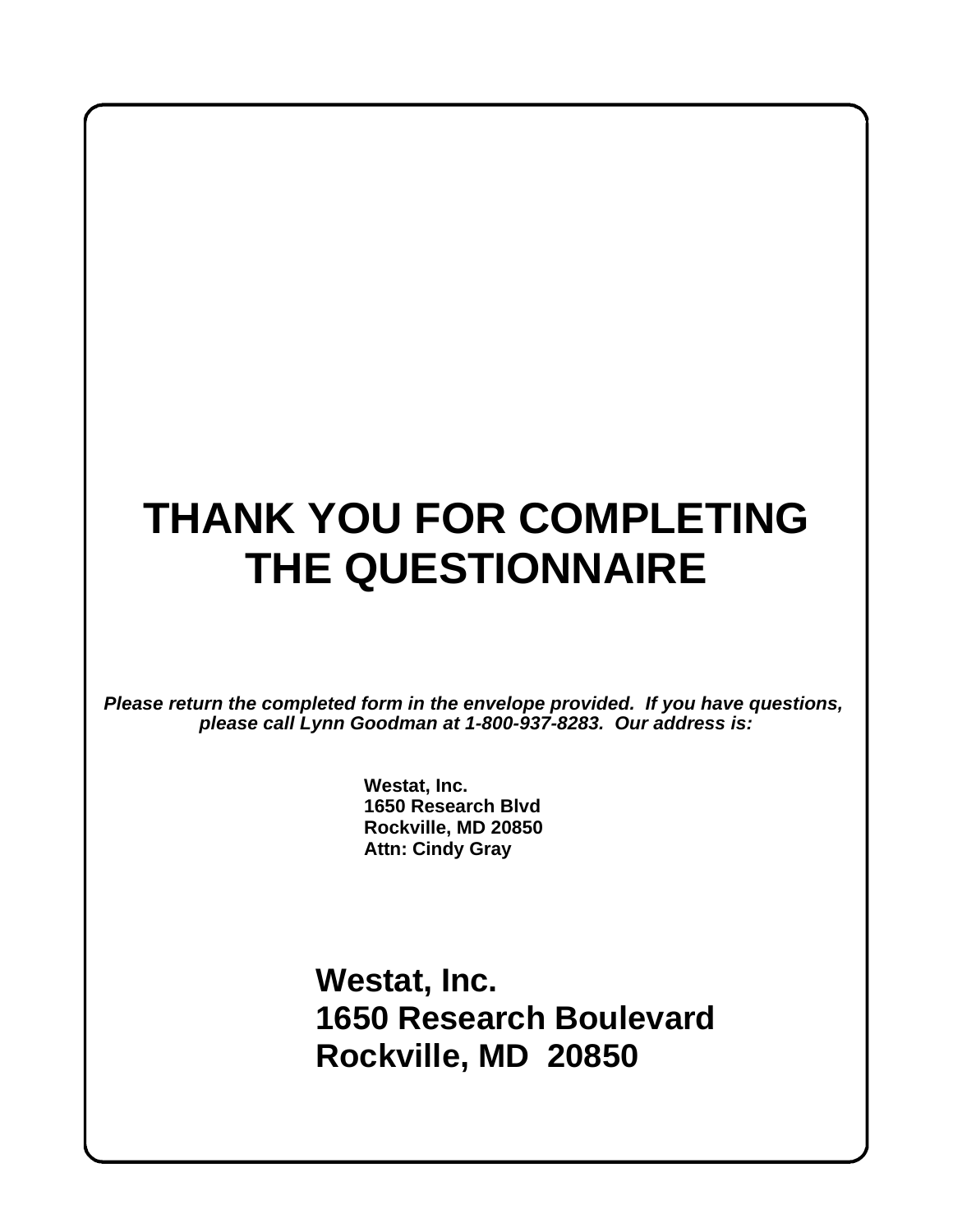# THANK YOU FOR COMPLETING THE QUESTIONNAIRE

***Please return the completed form in the envelope provided. If you have questions, please call Lynn Goodman at 1-800-937-8283. Our address is:***

**Westat, Inc.**
**1650 Research Blvd**
**Rockville, MD 20850**
**Attn: Cindy Gray**

**Westat, Inc.**
**1650 Research Boulevard**
**Rockville, MD 20850**